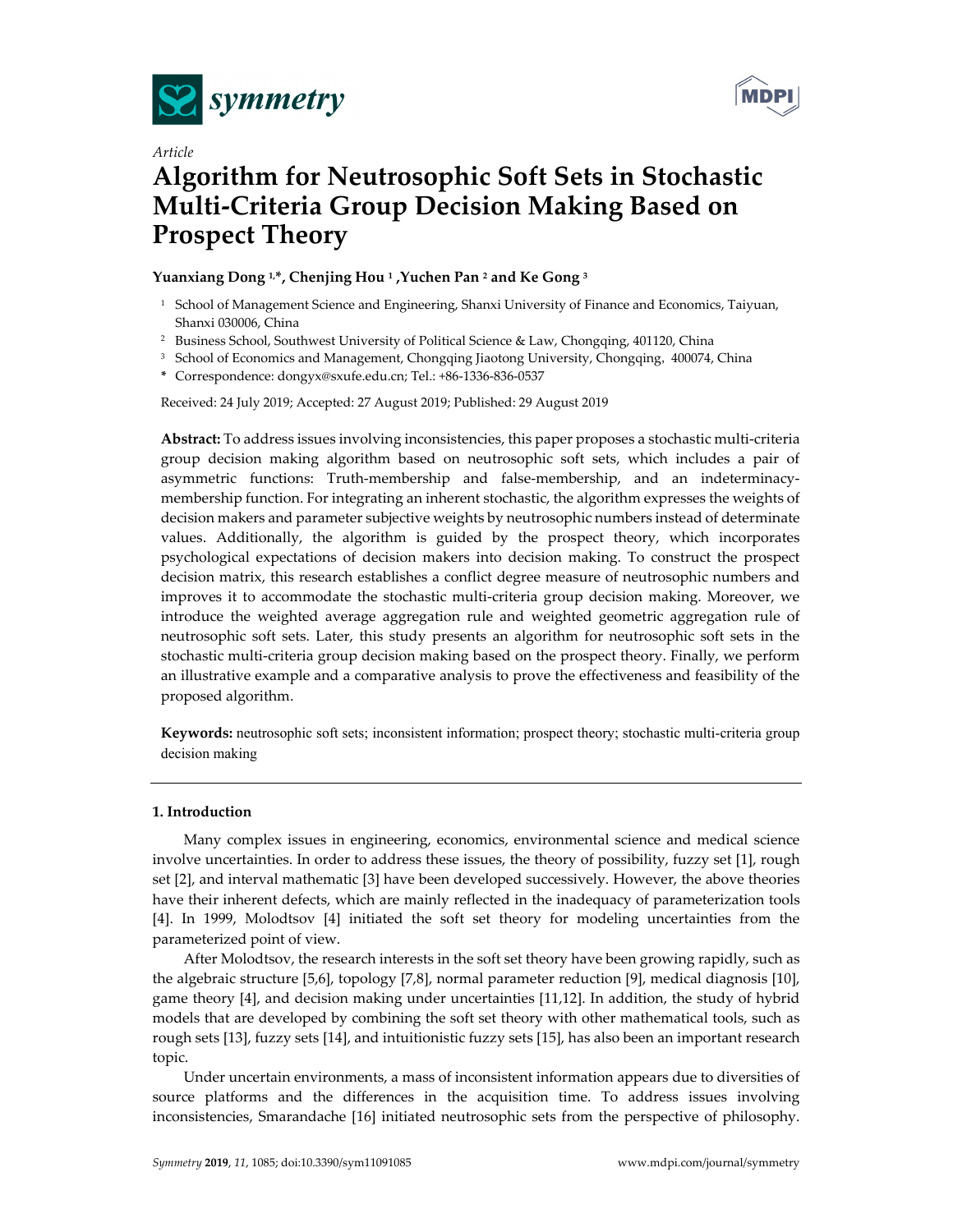*Article*

# Algorithm for Neutrosophic Soft Sets in Stochastic Multi-Criteria Group Decision Making Based on Prospect Theory

**Yuanxiang Dong [1,*], Chenjing Hou [1], Yuchen Pan [2] and Ke Gong [3]**

[1] School of Management Science and Engineering, Shanxi University of Finance and Economics, Taiyuan, Shanxi 030006, China

[2] Business School, Southwest University of Political Science & Law, Chongqing, 401120, China

[3] School of Economics and Management, Chongqing Jiaotong University, Chongqing, 400074, China

\* Correspondence: dongyx@sxufe.edu.cn; Tel.: +86-1336-836-0537

Received: 24 July 2019; Accepted: 27 August 2019; Published: 29 August 2019

**Abstract:** To address issues involving inconsistencies, this paper proposes a stochastic multi-criteria group decision making algorithm based on neutrosophic soft sets, which includes a pair of asymmetric functions: Truth-membership and false-membership, and an indeterminacy-membership function. For integrating an inherent stochastic, the algorithm expresses the weights of decision makers and parameter subjective weights by neutrosophic numbers instead of determinate values. Additionally, the algorithm is guided by the prospect theory, which incorporates psychological expectations of decision makers into decision making. To construct the prospect decision matrix, this research establishes a conflict degree measure of neutrosophic numbers and improves it to accommodate the stochastic multi-criteria group decision making. Moreover, we introduce the weighted average aggregation rule and weighted geometric aggregation rule of neutrosophic soft sets. Later, this study presents an algorithm for neutrosophic soft sets in the stochastic multi-criteria group decision making based on the prospect theory. Finally, we perform an illustrative example and a comparative analysis to prove the effectiveness and feasibility of the proposed algorithm.

**Keywords:** neutrosophic soft sets; inconsistent information; prospect theory; stochastic multi-criteria group decision making

## 1. Introduction

Many complex issues in engineering, economics, environmental science and medical science involve uncertainties. In order to address these issues, the theory of possibility, fuzzy set [1], rough set [2], and interval mathematic [3] have been developed successively. However, the above theories have their inherent defects, which are mainly reflected in the inadequacy of parameterization tools [4]. In 1999, Molodtsov [4] initiated the soft set theory for modeling uncertainties from the parameterized point of view.

After Molodtsov, the research interests in the soft set theory have been growing rapidly, such as the algebraic structure [5,6], topology [7,8], normal parameter reduction [9], medical diagnosis [10], game theory [4], and decision making under uncertainties [11,12]. In addition, the study of hybrid models that are developed by combining the soft set theory with other mathematical tools, such as rough sets [13], fuzzy sets [14], and intuitionistic fuzzy sets [15], has also been an important research topic.

Under uncertain environments, a mass of inconsistent information appears due to diversities of source platforms and the differences in the acquisition time. To address issues involving inconsistencies, Smarandache [16] initiated neutrosophic sets from the perspective of philosophy.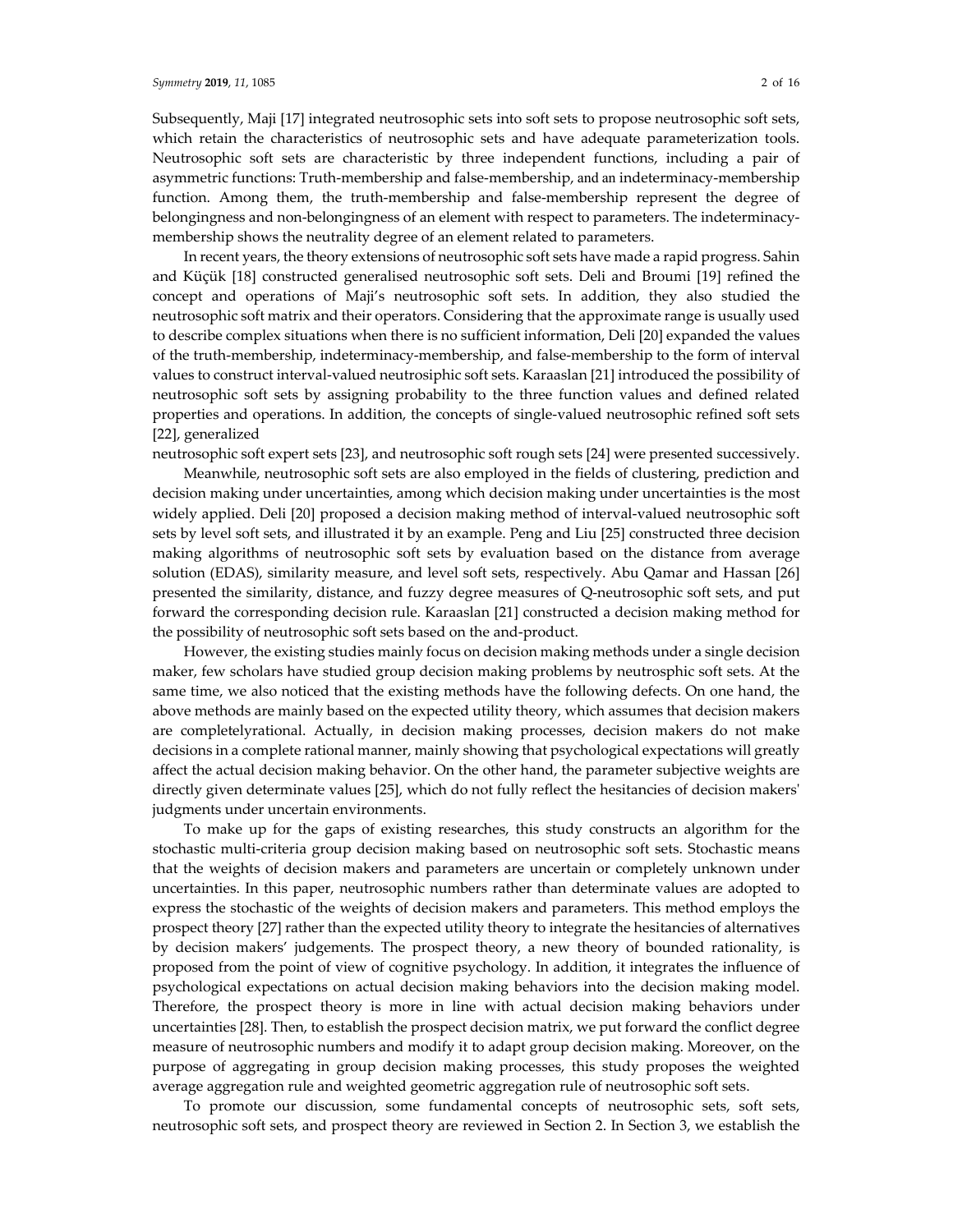Subsequently, Maji [17] integrated neutrosophic sets into soft sets to propose neutrosophic soft sets, which retain the characteristics of neutrosophic sets and have adequate parameterization tools. Neutrosophic soft sets are characteristic by three independent functions, including a pair of asymmetric functions: Truth-membership and false-membership, and an indeterminacy-membership function. Among them, the truth-membership and false-membership represent the degree of belongingness and non-belongingness of an element with respect to parameters. The indeterminacy-membership shows the neutrality degree of an element related to parameters.

In recent years, the theory extensions of neutrosophic soft sets have made a rapid progress. Sahin and Küçük [18] constructed generalised neutrosophic soft sets. Deli and Broumi [19] refined the concept and operations of Maji's neutrosophic soft sets. In addition, they also studied the neutrosophic soft matrix and their operators. Considering that the approximate range is usually used to describe complex situations when there is no sufficient information, Deli [20] expanded the values of the truth-membership, indeterminacy-membership, and false-membership to the form of interval values to construct interval-valued neutrosiphic soft sets. Karaaslan [21] introduced the possibility of neutrosophic soft sets by assigning probability to the three function values and defined related properties and operations. In addition, the concepts of single-valued neutrosophic refined soft sets [22], generalized neutrosophic soft expert sets [23], and neutrosophic soft rough sets [24] were presented successively.

Meanwhile, neutrosophic soft sets are also employed in the fields of clustering, prediction and decision making under uncertainties, among which decision making under uncertainties is the most widely applied. Deli [20] proposed a decision making method of interval-valued neutrosophic soft sets by level soft sets, and illustrated it by an example. Peng and Liu [25] constructed three decision making algorithms of neutrosophic soft sets by evaluation based on the distance from average solution (EDAS), similarity measure, and level soft sets, respectively. Abu Qamar and Hassan [26] presented the similarity, distance, and fuzzy degree measures of Q-neutrosophic soft sets, and put forward the corresponding decision rule. Karaaslan [21] constructed a decision making method for the possibility of neutrosophic soft sets based on the and-product.

However, the existing studies mainly focus on decision making methods under a single decision maker, few scholars have studied group decision making problems by neutrosphic soft sets. At the same time, we also noticed that the existing methods have the following defects. On one hand, the above methods are mainly based on the expected utility theory, which assumes that decision makers are completelyrational. Actually, in decision making processes, decision makers do not make decisions in a complete rational manner, mainly showing that psychological expectations will greatly affect the actual decision making behavior. On the other hand, the parameter subjective weights are directly given determinate values [25], which do not fully reflect the hesitancies of decision makers' judgments under uncertain environments.

To make up for the gaps of existing researches, this study constructs an algorithm for the stochastic multi-criteria group decision making based on neutrosophic soft sets. Stochastic means that the weights of decision makers and parameters are uncertain or completely unknown under uncertainties. In this paper, neutrosophic numbers rather than determinate values are adopted to express the stochastic of the weights of decision makers and parameters. This method employs the prospect theory [27] rather than the expected utility theory to integrate the hesitancies of alternatives by decision makers' judgements. The prospect theory, a new theory of bounded rationality, is proposed from the point of view of cognitive psychology. In addition, it integrates the influence of psychological expectations on actual decision making behaviors into the decision making model. Therefore, the prospect theory is more in line with actual decision making behaviors under uncertainties [28]. Then, to establish the prospect decision matrix, we put forward the conflict degree measure of neutrosophic numbers and modify it to adapt group decision making. Moreover, on the purpose of aggregating in group decision making processes, this study proposes the weighted average aggregation rule and weighted geometric aggregation rule of neutrosophic soft sets.

To promote our discussion, some fundamental concepts of neutrosophic sets, soft sets, neutrosophic soft sets, and prospect theory are reviewed in Section 2. In Section 3, we establish the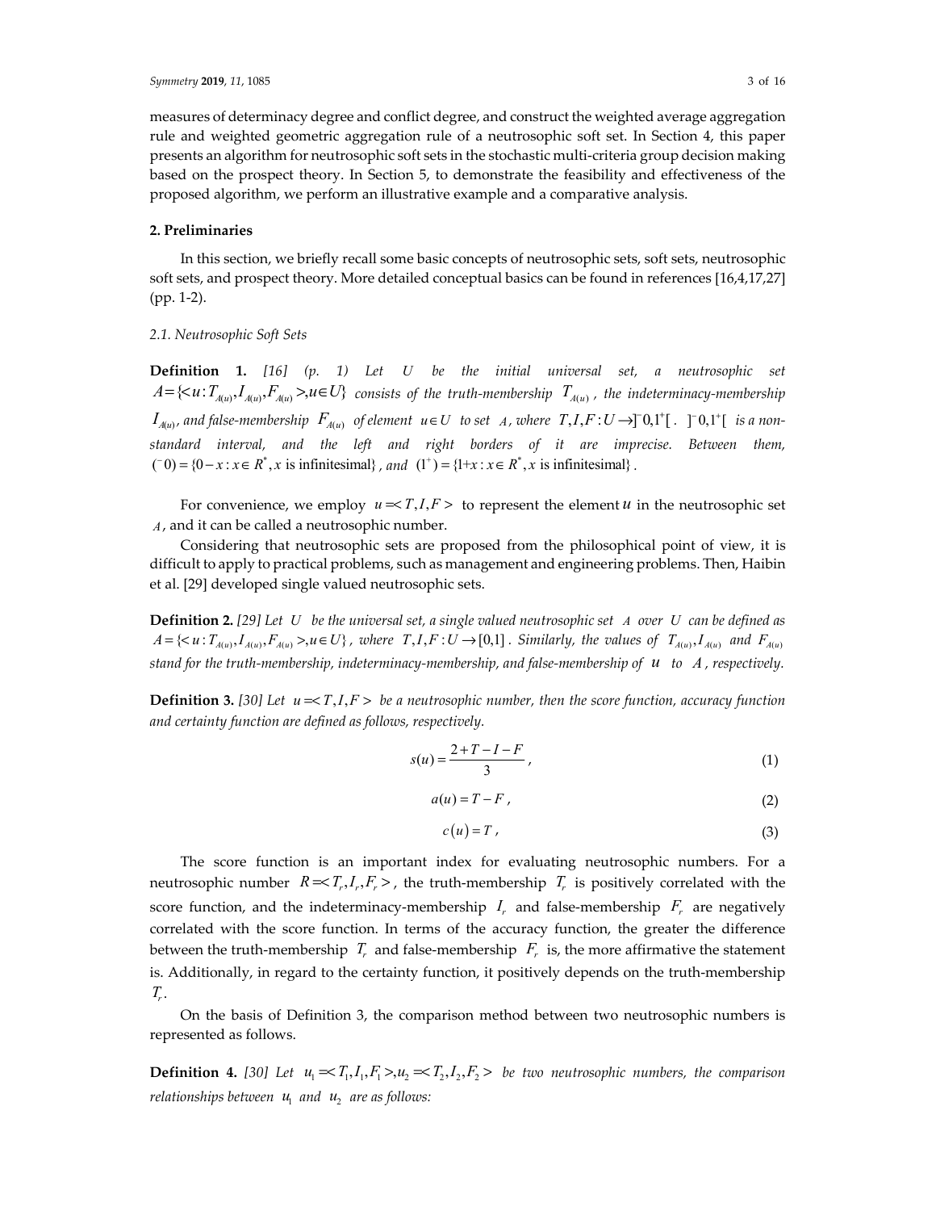measures of determinacy degree and conflict degree, and construct the weighted average aggregation rule and weighted geometric aggregation rule of a neutrosophic soft set. In Section 4, this paper presents an algorithm for neutrosophic soft sets in the stochastic multi-criteria group decision making based on the prospect theory. In Section 5, to demonstrate the feasibility and effectiveness of the proposed algorithm, we perform an illustrative example and a comparative analysis.

## 2. Preliminaries

In this section, we briefly recall some basic concepts of neutrosophic sets, soft sets, neutrosophic soft sets, and prospect theory. More detailed conceptual basics can be found in references [16,4,17,27] (pp. 1-2).

### 2.1. Neutrosophic Soft Sets

**Definition 1.** *[16] (p. 1) Let* $U$ *be the initial universal set, a neutrosophic set* $A=\{<u:T_{A(u)},I_{A(u)},F_{A(u)}>,u\in U\}$ *consists of the truth-membership* $T_{A(u)}$*, the indeterminacy-membership* $I_{A(u)}$*, and false-membership* $F_{A(u)}$ *of element* $u\in U$ *to set* $A$*, where* $T,I,F:U\rightarrow ]^{-}0,1^{+}[$*.* $]^{-}0,1^{+}[$ *is a non-standard interval, and the left and right borders of it are imprecise. Between them,* $(^{-}0)=\{0-x:x\in R^{*}, x \text{ is infinitesimal}\}$*, and* $(1^{+})=\{1+x:x\in R^{*}, x \text{ is infinitesimal}\}$*.*

For convenience, we employ $u=<T,I,F>$ to represent the element $u$ in the neutrosophic set $A$, and it can be called a neutrosophic number.

Considering that neutrosophic sets are proposed from the philosophical point of view, it is difficult to apply to practical problems, such as management and engineering problems. Then, Haibin et al. [29] developed single valued neutrosophic sets.

**Definition 2.** *[29] Let* $U$ *be the universal set, a single valued neutrosophic set* $A$ *over* $U$ *can be defined as* $A=\{<u:T_{A(u)},I_{A(u)},F_{A(u)}>,u\in U\}$*, where* $T,I,F:U\rightarrow[0,1]$*. Similarly, the values of* $T_{A(u)},I_{A(u)}$ *and* $F_{A(u)}$ *stand for the truth-membership, indeterminacy-membership, and false-membership of* $u$ *to* $A$*, respectively.*

**Definition 3.** *[30] Let* $u=<T,I,F>$ *be a neutrosophic number, then the score function, accuracy function and certainty function are defined as follows, respectively.*

$$s(u)=\frac{2+T-I-F}{3}, \tag{1}$$

$$a(u)=T-F, \tag{2}$$

$$c(u)=T, \tag{3}$$

The score function is an important index for evaluating neutrosophic numbers. For a neutrosophic number $R=<T_r,I_r,F_r>$, the truth-membership $T_r$ is positively correlated with the score function, and the indeterminacy-membership $I_r$ and false-membership $F_r$ are negatively correlated with the score function. In terms of the accuracy function, the greater the difference between the truth-membership $T_r$ and false-membership $F_r$ is, the more affirmative the statement is. Additionally, in regard to the certainty function, it positively depends on the truth-membership $T_r$.

On the basis of Definition 3, the comparison method between two neutrosophic numbers is represented as follows.

**Definition 4.** *[30] Let* $u_1=<T_1,I_1,F_1>,u_2=<T_2,I_2,F_2>$ *be two neutrosophic numbers, the comparison relationships between* $u_1$ *and* $u_2$ *are as follows:*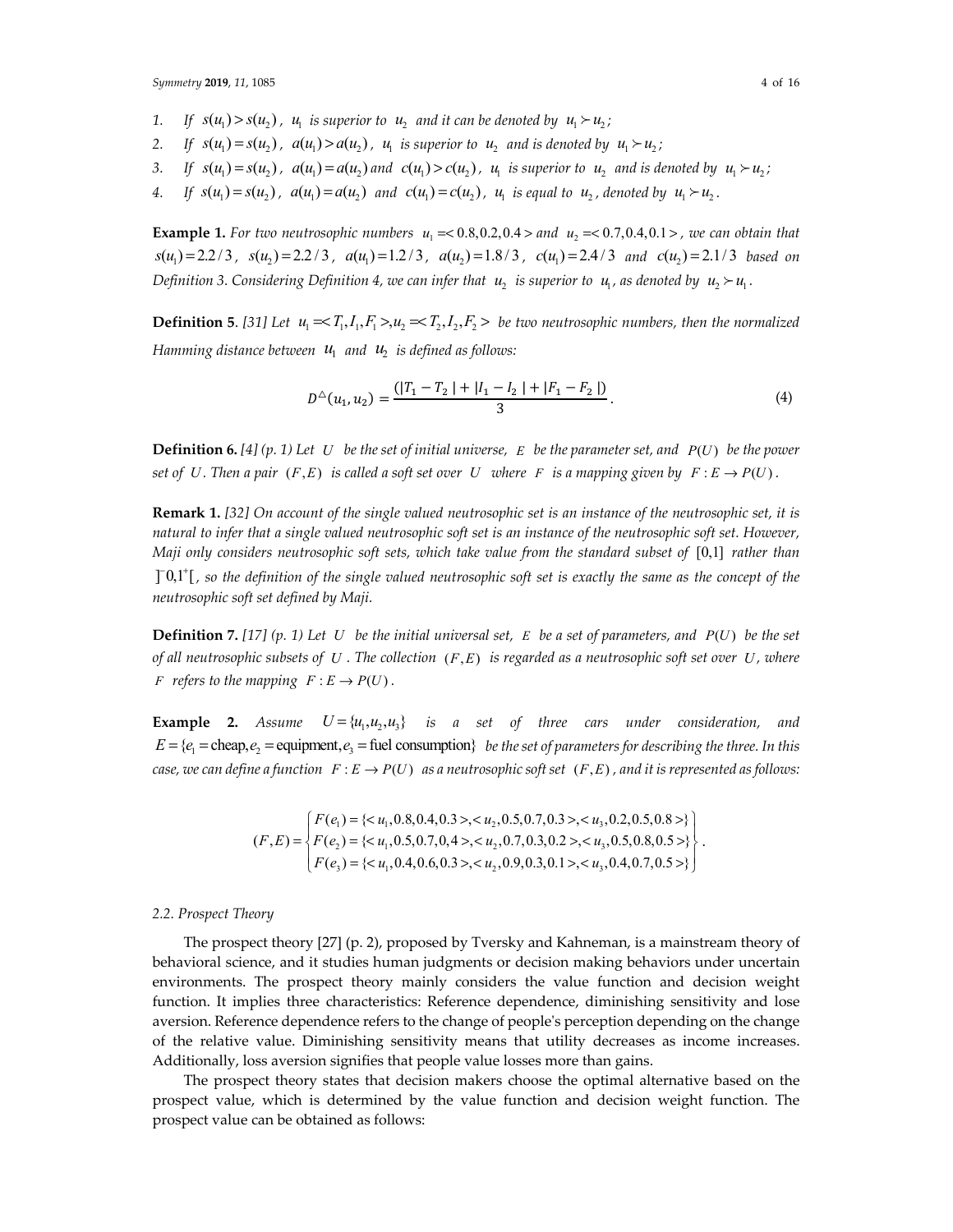1. *If* $s(u_1) > s(u_2)$, $u_1$ *is superior to* $u_2$ *and it can be denoted by* $u_1 \succ u_2$;
2. *If* $s(u_1) = s(u_2)$, $a(u_1) > a(u_2)$, $u_1$ *is superior to* $u_2$ *and is denoted by* $u_1 \succ u_2$;
3. *If* $s(u_1) = s(u_2)$, $a(u_1) = a(u_2)$ *and* $c(u_1) > c(u_2)$, $u_1$ *is superior to* $u_2$ *and is denoted by* $u_1 \succ u_2$;
4. *If* $s(u_1) = s(u_2)$, $a(u_1) = a(u_2)$ *and* $c(u_1) = c(u_2)$, $u_1$ *is equal to* $u_2$, *denoted by* $u_1 \succ u_2$.

**Example 1.** *For two neutrosophic numbers* $u_1 = < 0.8, 0.2, 0.4 >$ *and* $u_2 = < 0.7, 0.4, 0.1 >$, *we can obtain that* $s(u_1) = 2.2/3$, $s(u_2) = 2.2/3$, $a(u_1) = 1.2/3$, $a(u_2) = 1.8/3$, $c(u_1) = 2.4/3$ *and* $c(u_2) = 2.1/3$ *based on Definition 3. Considering Definition 4, we can infer that* $u_2$ *is superior to* $u_1$, *as denoted by* $u_2 \succ u_1$.

**Definition 5**. *[31] Let* $u_1 = < T_1, I_1, F_1 >, u_2 = < T_2, I_2, F_2 >$ *be two neutrosophic numbers, then the normalized Hamming distance between* $u_1$ *and* $u_2$ *is defined as follows:*

$$D^{\triangle}(u_1, u_2) = \frac{(|T_1 - T_2| + |I_1 - I_2| + |F_1 - F_2|)}{3}. \tag{4}$$

**Definition 6.** *[4] (p. 1) Let* $U$ *be the set of initial universe,* $E$ *be the parameter set, and* $P(U)$ *be the power set of* $U$. *Then a pair* $(F, E)$ *is called a soft set over* $U$ *where* $F$ *is a mapping given by* $F : E \to P(U)$.

**Remark 1.** *[32] On account of the single valued neutrosophic set is an instance of the neutrosophic set, it is natural to infer that a single valued neutrosophic soft set is an instance of the neutrosophic soft set. However, Maji only considers neutrosophic soft sets, which take value from the standard subset of* $[0,1]$ *rather than* $]^{-}0, 1^{+}[$, *so the definition of the single valued neutrosophic soft set is exactly the same as the concept of the neutrosophic soft set defined by Maji.*

**Definition 7.** *[17] (p. 1) Let* $U$ *be the initial universal set,* $E$ *be a set of parameters, and* $P(U)$ *be the set of all neutrosophic subsets of* $U$. *The collection* $(F, E)$ *is regarded as a neutrosophic soft set over* $U$, *where* $F$ *refers to the mapping* $F : E \to P(U)$.

**Example 2.** *Assume* $U = \{u_1, u_2, u_3\}$ *is a set of three cars under consideration, and* $E = \{e_1 = \text{cheap}, e_2 = \text{equipment}, e_3 = \text{fuel consumption}\}$ *be the set of parameters for describing the three. In this case, we can define a function* $F : E \to P(U)$ *as a neutrosophic soft set* $(F, E)$, *and it is represented as follows:*

$$(F,E) = \begin{Bmatrix} F(e_1) = \{< u_1, 0.8, 0.4, 0.3 >, < u_2, 0.5, 0.7, 0.3 >, < u_3, 0.2, 0.5, 0.8 >\} \\ F(e_2) = \{< u_1, 0.5, 0.7, 0,4 >, < u_2, 0.7, 0.3, 0.2 >, < u_3, 0.5, 0.8, 0.5 >\} \\ F(e_3) = \{< u_1, 0.4, 0.6, 0.3 >, < u_2, 0.9, 0.3, 0.1 >, < u_3, 0.4, 0.7, 0.5 >\} \end{Bmatrix}.$$

### 2.2. Prospect Theory

The prospect theory [27] (p. 2), proposed by Tversky and Kahneman, is a mainstream theory of behavioral science, and it studies human judgments or decision making behaviors under uncertain environments. The prospect theory mainly considers the value function and decision weight function. It implies three characteristics: Reference dependence, diminishing sensitivity and lose aversion. Reference dependence refers to the change of people's perception depending on the change of the relative value. Diminishing sensitivity means that utility decreases as income increases. Additionally, loss aversion signifies that people value losses more than gains.

The prospect theory states that decision makers choose the optimal alternative based on the prospect value, which is determined by the value function and decision weight function. The prospect value can be obtained as follows: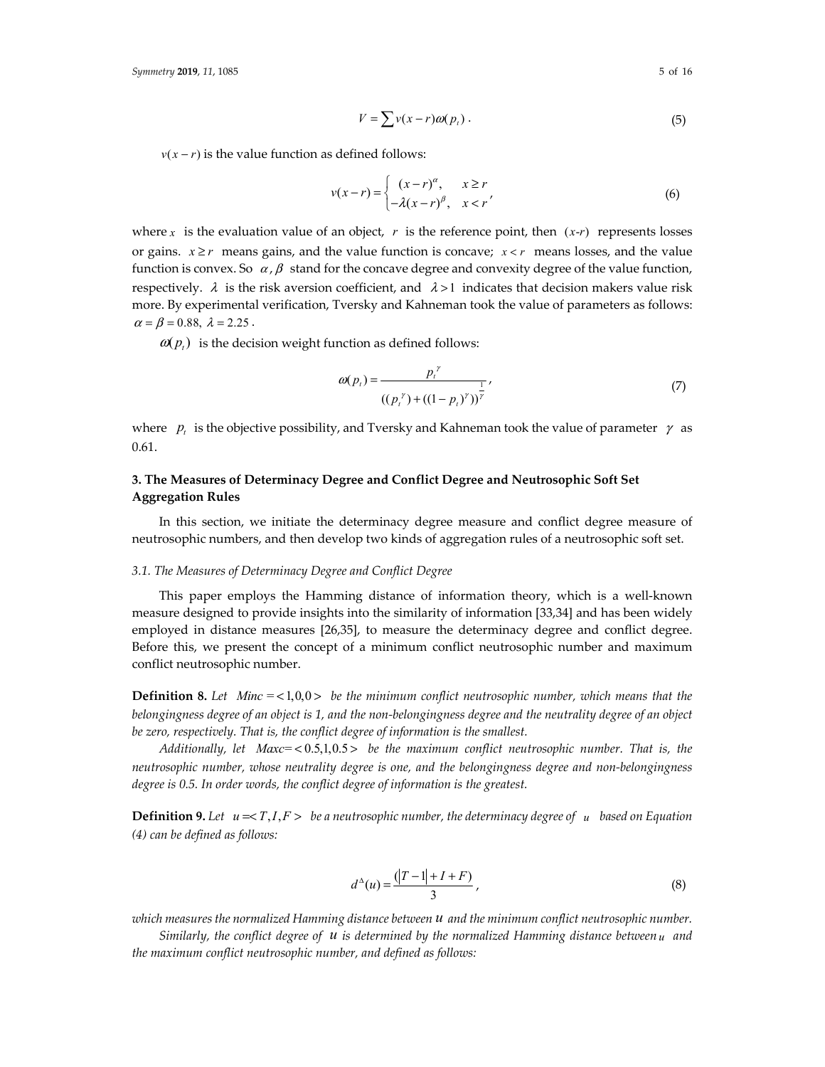$$V = \sum v(x-r)\omega(p_t)\,. \tag{5}$$

$v(x-r)$ is the value function as defined follows:

$$v(x-r) = \begin{cases} (x-r)^{\alpha}, & x \geq r \\ -\lambda(x-r)^{\beta}, & x < r \end{cases}, \tag{6}$$

where $x$ is the evaluation value of an object, $r$ is the reference point, then $(x\text{-}r)$ represents losses or gains. $x \geq r$ means gains, and the value function is concave; $x < r$ means losses, and the value function is convex. So $\alpha, \beta$ stand for the concave degree and convexity degree of the value function, respectively. $\lambda$ is the risk aversion coefficient, and $\lambda > 1$ indicates that decision makers value risk more. By experimental verification, Tversky and Kahneman took the value of parameters as follows: $\alpha = \beta = 0.88,\ \lambda = 2.25$.

$\omega(p_t)$ is the decision weight function as defined follows:

$$\omega(p_t) = \frac{p_t^{\gamma}}{((p_t^{\gamma}) + ((1-p_t)^{\gamma}))^{\frac{1}{\gamma}}}, \tag{7}$$

where $p_t$ is the objective possibility, and Tversky and Kahneman took the value of parameter $\gamma$ as 0.61.

## 3. The Measures of Determinacy Degree and Conflict Degree and Neutrosophic Soft Set Aggregation Rules

In this section, we initiate the determinacy degree measure and conflict degree measure of neutrosophic numbers, and then develop two kinds of aggregation rules of a neutrosophic soft set.

### *3.1. The Measures of Determinacy Degree and Conflict Degree*

This paper employs the Hamming distance of information theory, which is a well-known measure designed to provide insights into the similarity of information [33,34] and has been widely employed in distance measures [26,35], to measure the determinacy degree and conflict degree. Before this, we present the concept of a minimum conflict neutrosophic number and maximum conflict neutrosophic number.

**Definition 8.** *Let $Minc = <1,0,0>$ be the minimum conflict neutrosophic number, which means that the belongingness degree of an object is 1, and the non-belongingness degree and the neutrality degree of an object be zero, respectively. That is, the conflict degree of information is the smallest.*

*Additionally, let $Maxc = <0.5,1,0.5>$ be the maximum conflict neutrosophic number. That is, the neutrosophic number, whose neutrality degree is one, and the belongingness degree and non-belongingness degree is 0.5. In order words, the conflict degree of information is the greatest.*

**Definition 9.** *Let $u = <T, I, F>$ be a neutrosophic number, the determinacy degree of $u$ based on Equation (4) can be defined as follows:*

$$d^{\Delta}(u) = \frac{(|T-1| + I + F)}{3}, \tag{8}$$

*which measures the normalized Hamming distance between $u$ and the minimum conflict neutrosophic number.*

*Similarly, the conflict degree of $u$ is determined by the normalized Hamming distance between $u$ and the maximum conflict neutrosophic number, and defined as follows:*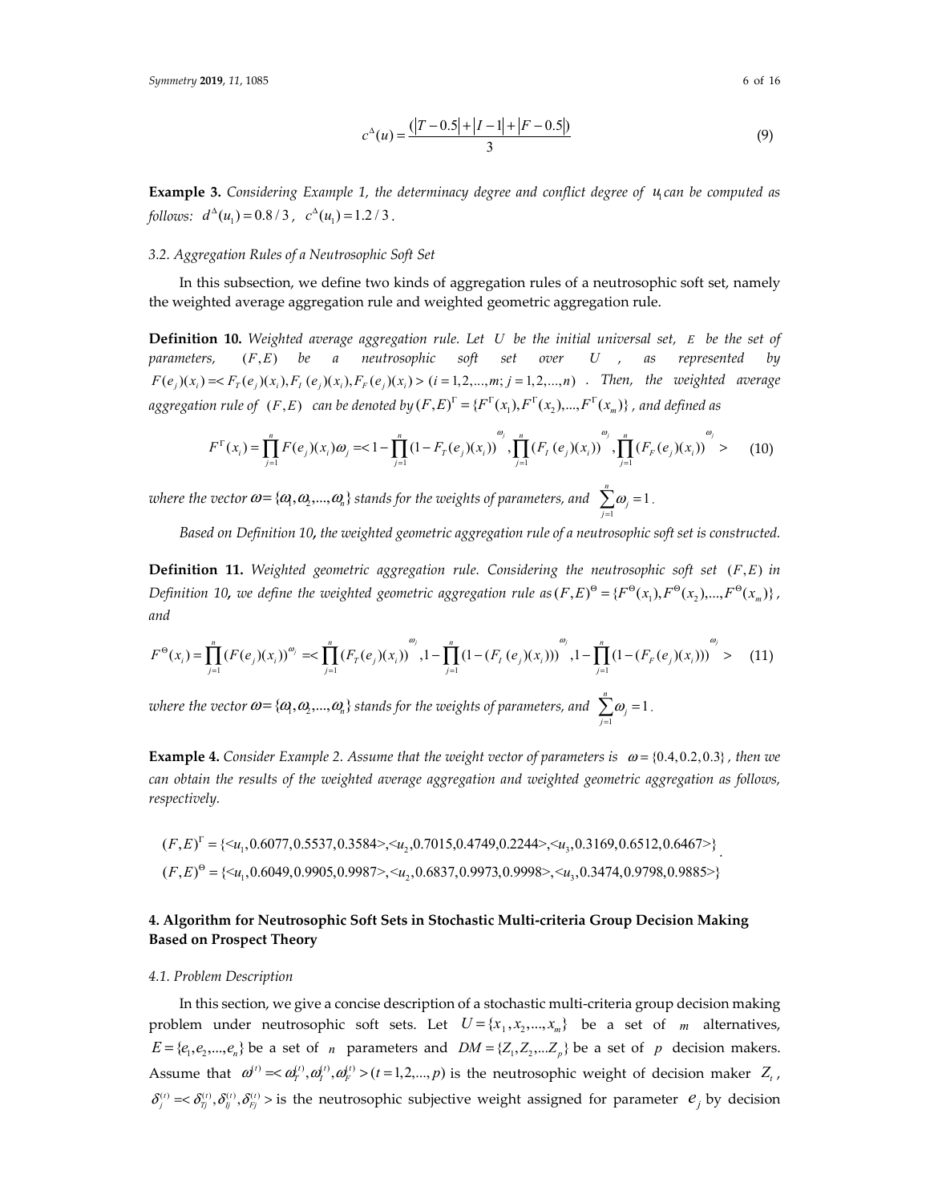$$c^{\Delta}(u) = \frac{(|T - 0.5| + |I - 1| + |F - 0.5|)}{3} \tag{9}$$

**Example 3.** *Considering Example 1, the determinacy degree and conflict degree of* $u_1$ *can be computed as follows:* $d^{\Delta}(u_1) = 0.8/3$ , $c^{\Delta}(u_1) = 1.2/3$ .

### 3.2. Aggregation Rules of a Neutrosophic Soft Set

In this subsection, we define two kinds of aggregation rules of a neutrosophic soft set, namely the weighted average aggregation rule and weighted geometric aggregation rule.

**Definition 10.** *Weighted average aggregation rule. Let* $U$ *be the initial universal set,* $E$ *be the set of parameters,* $(F, E)$ *be a neutrosophic soft set over* $U$ *, as represented by* $F(e_j)(x_i) = < F_T(e_j)(x_i), F_I(e_j)(x_i), F_F(e_j)(x_i) > (i = 1,2,...,m; j = 1,2,...,n)$ *. Then, the weighted average aggregation rule of* $(F, E)$ *can be denoted by* $(F, E)^{\Gamma} = \{F^{\Gamma}(x_1), F^{\Gamma}(x_2), ..., F^{\Gamma}(x_m)\}$ *, and defined as*

$$F^{\Gamma}(x_i) = \prod_{j=1}^{n} F(e_j)(x_i)\omega_j = < 1 - \prod_{j=1}^{n}(1 - F_T(e_j)(x_i))^{\omega_j}, \prod_{j=1}^{n}(F_I(e_j)(x_i))^{\omega_j}, \prod_{j=1}^{n}(F_F(e_j)(x_i))^{\omega_j} > \tag{10}$$

*where the vector* $\omega = \{\omega_1, \omega_2, ..., \omega_n\}$ *stands for the weights of parameters, and* $\sum_{j=1}^{n}\omega_j = 1$ .

*Based on Definition 10, the weighted geometric aggregation rule of a neutrosophic soft set is constructed.*

**Definition 11.** *Weighted geometric aggregation rule. Considering the neutrosophic soft set* $(F, E)$ *in Definition 10, we define the weighted geometric aggregation rule as* $(F, E)^{\Theta} = \{F^{\Theta}(x_1), F^{\Theta}(x_2), ..., F^{\Theta}(x_m)\}$ *, and*

$$F^{\Theta}(x_i) = \prod_{j=1}^{n}(F(e_j)(x_i))^{\omega_j} = < \prod_{j=1}^{n}(F_T(e_j)(x_i))^{\omega_j}, 1 - \prod_{j=1}^{n}(1 - (F_I(e_j)(x_i)))^{\omega_j}, 1 - \prod_{j=1}^{n}(1 - (F_F(e_j)(x_i)))^{\omega_j} > \tag{11}$$

*where the vector* $\omega = \{\omega_1, \omega_2, ..., \omega_n\}$ *stands for the weights of parameters, and* $\sum_{j=1}^{n}\omega_j = 1$ .

**Example 4.** *Consider Example 2. Assume that the weight vector of parameters is* $\omega = \{0.4, 0.2, 0.3\}$ *, then we can obtain the results of the weighted average aggregation and weighted geometric aggregation as follows, respectively.*

$$(F, E)^{\Gamma} = \{<u_1, 0.6077, 0.5537, 0.3584>, <u_2, 0.7015, 0.4749, 0.2244>, <u_3, 0.3169, 0.6512, 0.6467>\}$$
$$(F, E)^{\Theta} = \{<u_1, 0.6049, 0.9905, 0.9987>, <u_2, 0.6837, 0.9973, 0.9998>, <u_3, 0.3474, 0.9798, 0.9885>\}.$$

## 4. Algorithm for Neutrosophic Soft Sets in Stochastic Multi-criteria Group Decision Making Based on Prospect Theory

### 4.1. Problem Description

In this section, we give a concise description of a stochastic multi-criteria group decision making problem under neutrosophic soft sets. Let $U = \{x_1, x_2, ..., x_m\}$ be a set of $m$ alternatives, $E = \{e_1, e_2, ..., e_n\}$ be a set of $n$ parameters and $DM = \{Z_1, Z_2, ...Z_p\}$ be a set of $p$ decision makers. Assume that $\omega^{(t)} = < \omega_T^{(t)}, \omega_I^{(t)}, \omega_F^{(t)} > (t = 1,2,...,p)$ is the neutrosophic weight of decision maker $Z_t$ , $\delta_j^{(t)} = < \delta_{Tj}^{(t)}, \delta_{Ij}^{(t)}, \delta_{Fj}^{(t)} >$ is the neutrosophic subjective weight assigned for parameter $e_j$ by decision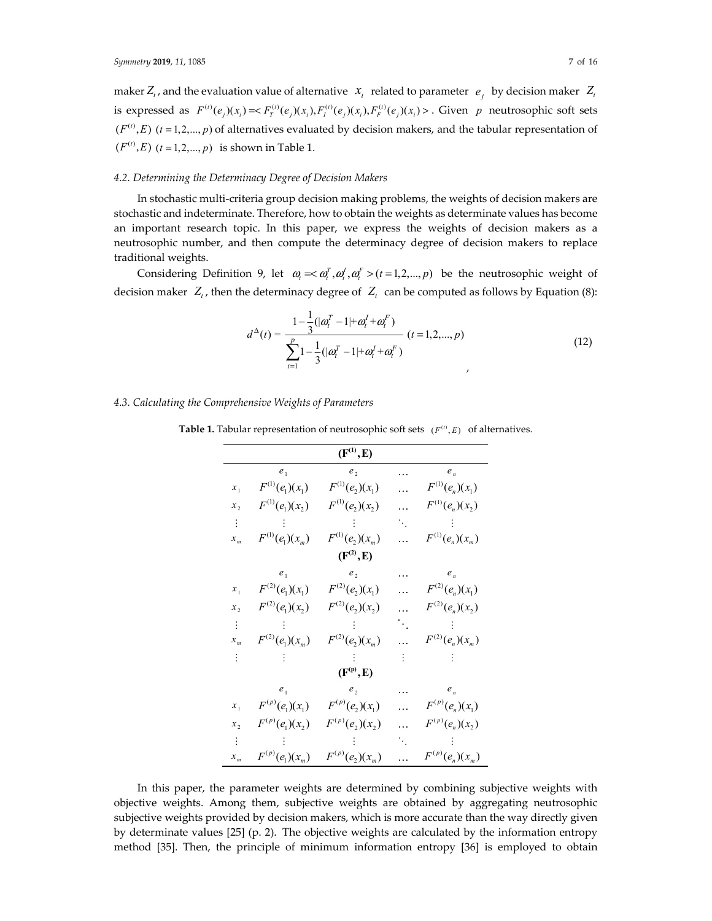maker $Z_t$, and the evaluation value of alternative $x_i$ related to parameter $e_j$ by decision maker $Z_t$ is expressed as $F^{(t)}(e_j)(x_i) = < F_T^{(t)}(e_j)(x_i), F_I^{(t)}(e_j)(x_i), F_F^{(t)}(e_j)(x_i) >$. Given $p$ neutrosophic soft sets $(F^{(t)}, E)$ $(t = 1,2,...,p)$ of alternatives evaluated by decision makers, and the tabular representation of $(F^{(t)}, E)$ $(t = 1,2,...,p)$ is shown in Table 1.

### *4.2. Determining the Determinacy Degree of Decision Makers*

In stochastic multi-criteria group decision making problems, the weights of decision makers are stochastic and indeterminate. Therefore, how to obtain the weights as determinate values has become an important research topic. In this paper, we express the weights of decision makers as a neutrosophic number, and then compute the determinacy degree of decision makers to replace traditional weights.

Considering Definition 9, let $\omega_t = < \omega_t^T, \omega_t^I, \omega_t^F > (t = 1,2,...,p)$ be the neutrosophic weight of decision maker $Z_t$, then the determinacy degree of $Z_t$ can be computed as follows by Equation (8):

$$d^{\Delta}(t) = \frac{1 - \frac{1}{3}(|\omega_t^T - 1| + \omega_t^I + \omega_t^F)}{\sum_{t=1}^{p} 1 - \frac{1}{3}(|\omega_t^T - 1| + \omega_t^I + \omega_t^F)} \ (t = 1,2,...,p) \tag{12}$$

,

### *4.3. Calculating the Comprehensive Weights of Parameters*

**Table 1.** Tabular representation of neutrosophic soft sets $(F^{(t)}, E)$ of alternatives.

| | | $(\mathbf{F}^{(1)}, \mathbf{E})$ | | |
|---|---|---|---|---|
| | $e_1$ | $e_2$ | … | $e_n$ |
| $x_1$ | $F^{(1)}(e_1)(x_1)$ | $F^{(1)}(e_2)(x_1)$ | … | $F^{(1)}(e_n)(x_1)$ |
| $x_2$ | $F^{(1)}(e_1)(x_2)$ | $F^{(1)}(e_2)(x_2)$ | … | $F^{(1)}(e_n)(x_2)$ |
| ⋮ | ⋮ | ⋮ | ⋱ | ⋮ |
| $x_m$ | $F^{(1)}(e_1)(x_m)$ | $F^{(1)}(e_2)(x_m)$ | … | $F^{(1)}(e_n)(x_m)$ |
| | | $(\mathbf{F}^{(2)}, \mathbf{E})$ | | |
| | $e_1$ | $e_2$ | … | $e_n$ |
| $x_1$ | $F^{(2)}(e_1)(x_1)$ | $F^{(2)}(e_2)(x_1)$ | … | $F^{(2)}(e_n)(x_1)$ |
| $x_2$ | $F^{(2)}(e_1)(x_2)$ | $F^{(2)}(e_2)(x_2)$ | … | $F^{(2)}(e_n)(x_2)$ |
| ⋮ | ⋮ | ⋮ | ⋱ | ⋮ |
| $x_m$ | $F^{(2)}(e_1)(x_m)$ | $F^{(2)}(e_2)(x_m)$ | … | $F^{(2)}(e_n)(x_m)$ |
| ⋮ | ⋮ | ⋮ | ⋮ | ⋮ |
| | | $(\mathbf{F}^{(p)}, \mathbf{E})$ | | |
| | $e_1$ | $e_2$ | … | $e_n$ |
| $x_1$ | $F^{(p)}(e_1)(x_1)$ | $F^{(p)}(e_2)(x_1)$ | … | $F^{(p)}(e_n)(x_1)$ |
| $x_2$ | $F^{(p)}(e_1)(x_2)$ | $F^{(p)}(e_2)(x_2)$ | … | $F^{(p)}(e_n)(x_2)$ |
| ⋮ | ⋮ | ⋮ | ⋱ | ⋮ |
| $x_m$ | $F^{(p)}(e_1)(x_m)$ | $F^{(p)}(e_2)(x_m)$ | … | $F^{(p)}(e_n)(x_m)$ |

In this paper, the parameter weights are determined by combining subjective weights with objective weights. Among them, subjective weights are obtained by aggregating neutrosophic subjective weights provided by decision makers, which is more accurate than the way directly given by determinate values [25] (p. 2). The objective weights are calculated by the information entropy method [35]. Then, the principle of minimum information entropy [36] is employed to obtain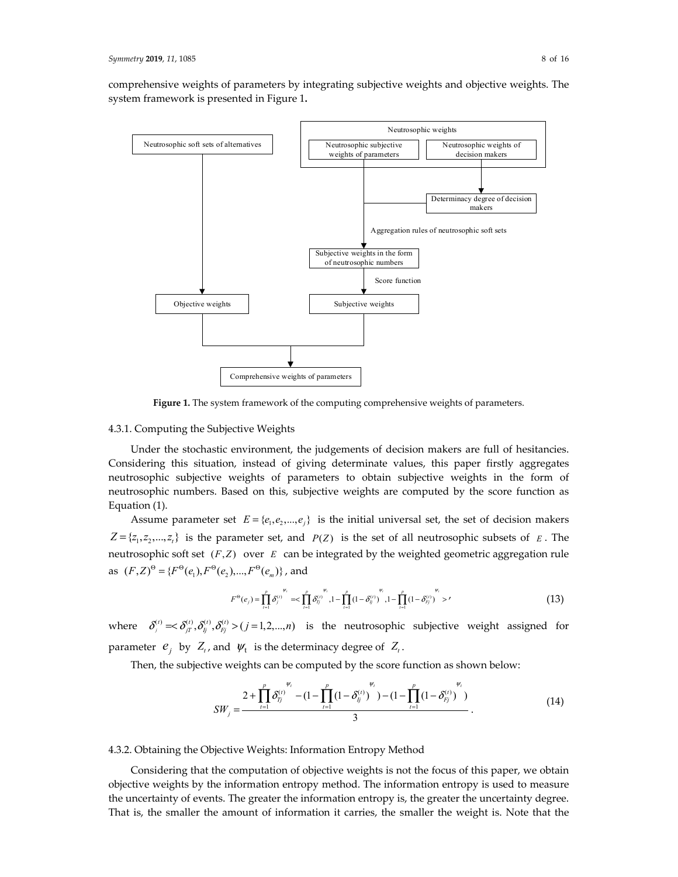comprehensive weights of parameters by integrating subjective weights and objective weights. The system framework is presented in Figure 1**.**

Figure 1. The system framework of the computing comprehensive weights of parameters.

#### 4.3.1. Computing the Subjective Weights

Under the stochastic environment, the judgements of decision makers are full of hesitancies. Considering this situation, instead of giving determinate values, this paper firstly aggregates neutrosophic subjective weights of parameters to obtain subjective weights in the form of neutrosophic numbers. Based on this, subjective weights are computed by the score function as Equation (1).

Assume parameter set $E = \{e_1, e_2, ..., e_j\}$ is the initial universal set, the set of decision makers $Z = \{z_1, z_2, ..., z_t\}$ is the parameter set, and $P(Z)$ is the set of all neutrosophic subsets of $E$. The neutrosophic soft set $(F, Z)$ over $E$ can be integrated by the weighted geometric aggregation rule as $(F, Z)^{\Theta} = \{F^{\Theta}(e_1), F^{\Theta}(e_2), ..., F^{\Theta}(e_m)\}$, and

$$F^{\Theta}(e_j) = \prod_{t=1}^{p} \delta_j^{(t)^{\psi_t}} = < \prod_{t=1}^{p} \delta_{Tj}^{(t)^{\psi_t}}, 1 - \prod_{t=1}^{p} (1 - \delta_{Ij}^{(t)})^{\psi_t}, 1 - \prod_{t=1}^{p} (1 - \delta_{Fj}^{(t)})^{\psi_t} >, \tag{13}$$

where $\delta_j^{(t)} = < \delta_{jT}^{(t)}, \delta_{Ij}^{(t)}, \delta_{Fj}^{(t)} > (j = 1, 2, ..., n)$ is the neutrosophic subjective weight assigned for parameter $e_j$ by $Z_t$, and $\psi_t$ is the determinacy degree of $Z_t$.

Then, the subjective weights can be computed by the score function as shown below:

$$SW_j = \frac{2 + \prod_{t=1}^{p} \delta_{Tj}^{(t)^{\psi_t}} - (1 - \prod_{t=1}^{p} (1 - \delta_{Ij}^{(t)})^{\psi_t}) - (1 - \prod_{t=1}^{p} (1 - \delta_{Fj}^{(t)})^{\psi_t})}{3}. \tag{14}$$

#### 4.3.2. Obtaining the Objective Weights: Information Entropy Method

Considering that the computation of objective weights is not the focus of this paper, we obtain objective weights by the information entropy method. The information entropy is used to measure the uncertainty of events. The greater the information entropy is, the greater the uncertainty degree. That is, the smaller the amount of information it carries, the smaller the weight is. Note that the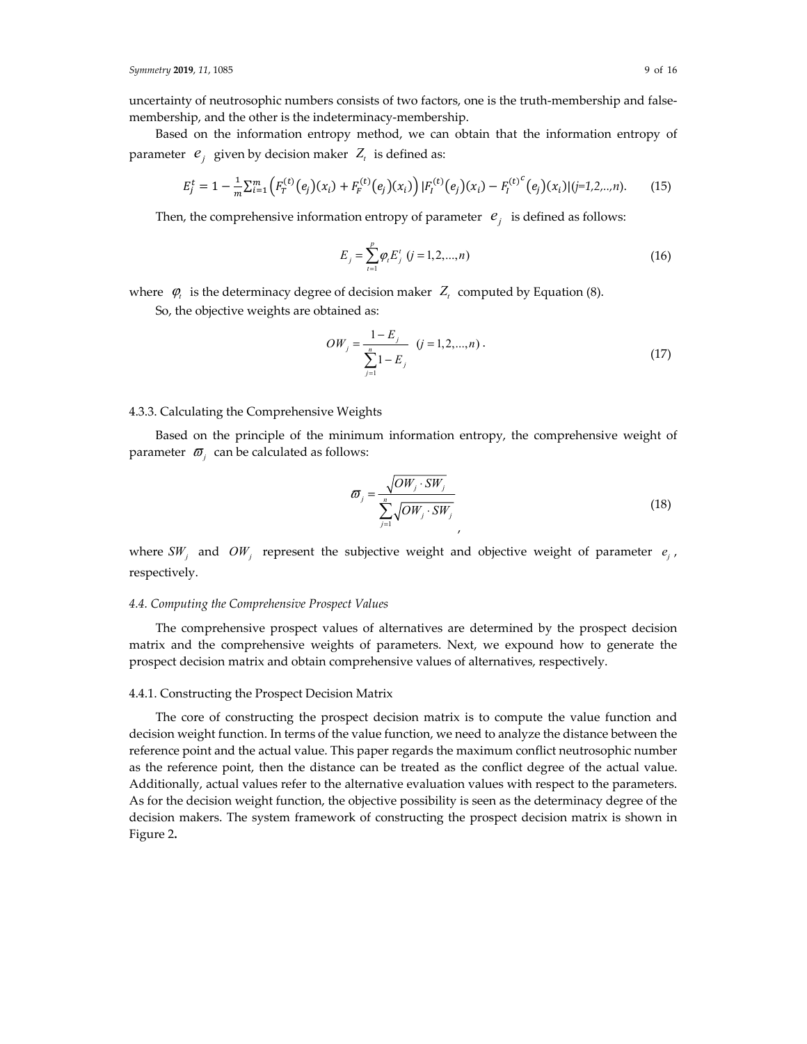uncertainty of neutrosophic numbers consists of two factors, one is the truth-membership and false-membership, and the other is the indeterminacy-membership.

Based on the information entropy method, we can obtain that the information entropy of parameter $e_j$ given by decision maker $Z_t$ is defined as:

$$E_j^t = 1 - \frac{1}{m}\sum_{i=1}^{m}\left(F_T^{(t)}(e_j)(x_i) + F_F^{(t)}(e_j)(x_i)\right)\left|F_I^{(t)}(e_j)(x_i) - F_I^{(t)^c}(e_j)(x_i)\right| (j=1,2,..,n). \quad (15)$$

Then, the comprehensive information entropy of parameter $e_j$ is defined as follows:

$$E_j = \sum_{t=1}^{p}\varphi_t E_j^t \ (j = 1,2,\ldots,n) \quad (16)$$

where $\varphi_t$ is the determinacy degree of decision maker $Z_t$ computed by Equation (8).

So, the objective weights are obtained as:

$$OW_j = \frac{1 - E_j}{\sum_{j=1}^{n} 1 - E_j} \ (j = 1,2,\ldots,n). \quad (17)$$

4.3.3. Calculating the Comprehensive Weights

Based on the principle of the minimum information entropy, the comprehensive weight of parameter $\varpi_j$ can be calculated as follows:

$$\varpi_j = \frac{\sqrt{OW_j \cdot SW_j}}{\sum_{j=1}^{n}\sqrt{OW_j \cdot SW_j}}, \quad (18)$$

where $SW_j$ and $OW_j$ represent the subjective weight and objective weight of parameter $e_j$, respectively.

## 4.4. Computing the Comprehensive Prospect Values

The comprehensive prospect values of alternatives are determined by the prospect decision matrix and the comprehensive weights of parameters. Next, we expound how to generate the prospect decision matrix and obtain comprehensive values of alternatives, respectively.

4.4.1. Constructing the Prospect Decision Matrix

The core of constructing the prospect decision matrix is to compute the value function and decision weight function. In terms of the value function, we need to analyze the distance between the reference point and the actual value. This paper regards the maximum conflict neutrosophic number as the reference point, then the distance can be treated as the conflict degree of the actual value. Additionally, actual values refer to the alternative evaluation values with respect to the parameters. As for the decision weight function, the objective possibility is seen as the determinacy degree of the decision makers. The system framework of constructing the prospect decision matrix is shown in Figure 2**.**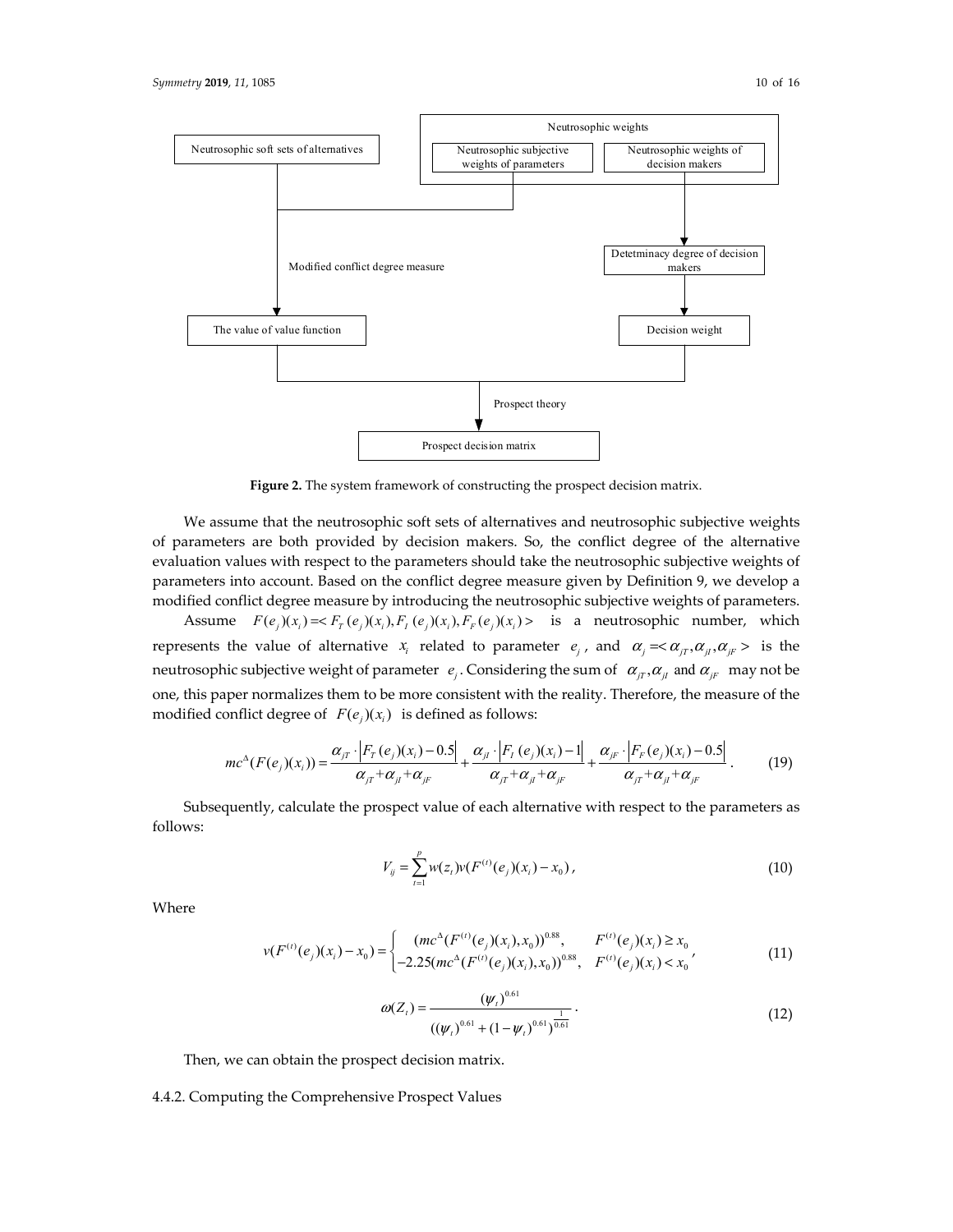Figure 2. The system framework of constructing the prospect decision matrix.

We assume that the neutrosophic soft sets of alternatives and neutrosophic subjective weights of parameters are both provided by decision makers. So, the conflict degree of the alternative evaluation values with respect to the parameters should take the neutrosophic subjective weights of parameters into account. Based on the conflict degree measure given by Definition 9, we develop a modified conflict degree measure by introducing the neutrosophic subjective weights of parameters.

Assume $F(e_j)(x_i) = < F_T(e_j)(x_i), F_I(e_j)(x_i), F_F(e_j)(x_i) >$ is a neutrosophic number, which represents the value of alternative $x_i$ related to parameter $e_j$, and $\alpha_j = < \alpha_{jT}, \alpha_{jI}, \alpha_{jF} >$ is the neutrosophic subjective weight of parameter $e_j$. Considering the sum of $\alpha_{jT}, \alpha_{jI}$ and $\alpha_{jF}$ may not be one, this paper normalizes them to be more consistent with the reality. Therefore, the measure of the modified conflict degree of $F(e_j)(x_i)$ is defined as follows:

$$mc^{\Delta}(F(e_j)(x_i)) = \frac{\alpha_{jT} \cdot |F_T(e_j)(x_i) - 0.5|}{\alpha_{jT} + \alpha_{jI} + \alpha_{jF}} + \frac{\alpha_{jI} \cdot |F_I(e_j)(x_i) - 1|}{\alpha_{jT} + \alpha_{jI} + \alpha_{jF}} + \frac{\alpha_{jF} \cdot |F_F(e_j)(x_i) - 0.5|}{\alpha_{jT} + \alpha_{jI} + \alpha_{jF}}. \tag{19}$$

Subsequently, calculate the prospect value of each alternative with respect to the parameters as follows:

$$V_{ij} = \sum_{t=1}^{p} w(z_t) v(F^{(t)}(e_j)(x_i) - x_0), \tag{10}$$

Where

$$v(F^{(t)}(e_j)(x_i) - x_0) = \begin{cases} (mc^{\Delta}(F^{(t)}(e_j)(x_i), x_0))^{0.88}, & F^{(t)}(e_j)(x_i) \geq x_0 \\ -2.25(mc^{\Delta}(F^{(t)}(e_j)(x_i), x_0))^{0.88}, & F^{(t)}(e_j)(x_i) < x_0 \end{cases}, \tag{11}$$

$$\omega(Z_t) = \frac{(\psi_t)^{0.61}}{((\psi_t)^{0.61} + (1 - \psi_t)^{0.61})^{\frac{1}{0.61}}}. \tag{12}$$

Then, we can obtain the prospect decision matrix.

### 4.4.2. Computing the Comprehensive Prospect Values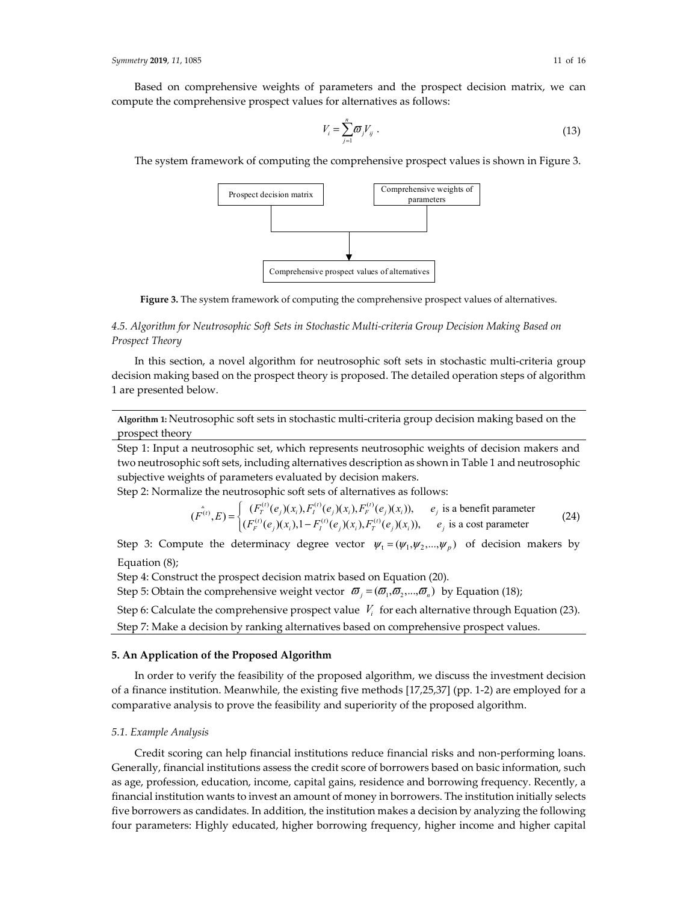Based on comprehensive weights of parameters and the prospect decision matrix, we can compute the comprehensive prospect values for alternatives as follows:

$$V_i = \sum_{j=1}^{n} \varpi_j V_{ij} . \tag{13}$$

The system framework of computing the comprehensive prospect values is shown in Figure 3.

Prospect decision matrix | Comprehensive weights of parameters → Comprehensive prospect values of alternatives

**Figure 3.** The system framework of computing the comprehensive prospect values of alternatives.

### *4.5. Algorithm for Neutrosophic Soft Sets in Stochastic Multi-criteria Group Decision Making Based on Prospect Theory*

In this section, a novel algorithm for neutrosophic soft sets in stochastic multi-criteria group decision making based on the prospect theory is proposed. The detailed operation steps of algorithm 1 are presented below.

**Algorithm 1:** Neutrosophic soft sets in stochastic multi-criteria group decision making based on the prospect theory

Step 1: Input a neutrosophic set, which represents neutrosophic weights of decision makers and two neutrosophic soft sets, including alternatives description as shown in Table 1 and neutrosophic subjective weights of parameters evaluated by decision makers.

Step 2: Normalize the neutrosophic soft sets of alternatives as follows:

$$(\hat{F}^{(t)}, E) = \begin{cases} (F_T^{(t)}(e_j)(x_i), F_I^{(t)}(e_j)(x_i), F_F^{(t)}(e_j)(x_i)), & e_j \text{ is a benefit parameter} \\ (F_F^{(t)}(e_j)(x_i), 1 - F_I^{(t)}(e_j)(x_i), F_T^{(t)}(e_j)(x_i)), & e_j \text{ is a cost parameter} \end{cases} \tag{24}$$

Step 3: Compute the determinacy degree vector $\psi_t = (\psi_1, \psi_2, \ldots, \psi_p)$ of decision makers by Equation (8);

Step 4: Construct the prospect decision matrix based on Equation (20).

Step 5: Obtain the comprehensive weight vector $\varpi_j = (\varpi_1, \varpi_2, \ldots, \varpi_n)$ by Equation (18);

Step 6: Calculate the comprehensive prospect value $V_i$ for each alternative through Equation (23).

Step 7: Make a decision by ranking alternatives based on comprehensive prospect values.

## 5. An Application of the Proposed Algorithm

In order to verify the feasibility of the proposed algorithm, we discuss the investment decision of a finance institution. Meanwhile, the existing five methods [17,25,37] (pp. 1-2) are employed for a comparative analysis to prove the feasibility and superiority of the proposed algorithm.

### *5.1. Example Analysis*

Credit scoring can help financial institutions reduce financial risks and non-performing loans. Generally, financial institutions assess the credit score of borrowers based on basic information, such as age, profession, education, income, capital gains, residence and borrowing frequency. Recently, a financial institution wants to invest an amount of money in borrowers. The institution initially selects five borrowers as candidates. In addition, the institution makes a decision by analyzing the following four parameters: Highly educated, higher borrowing frequency, higher income and higher capital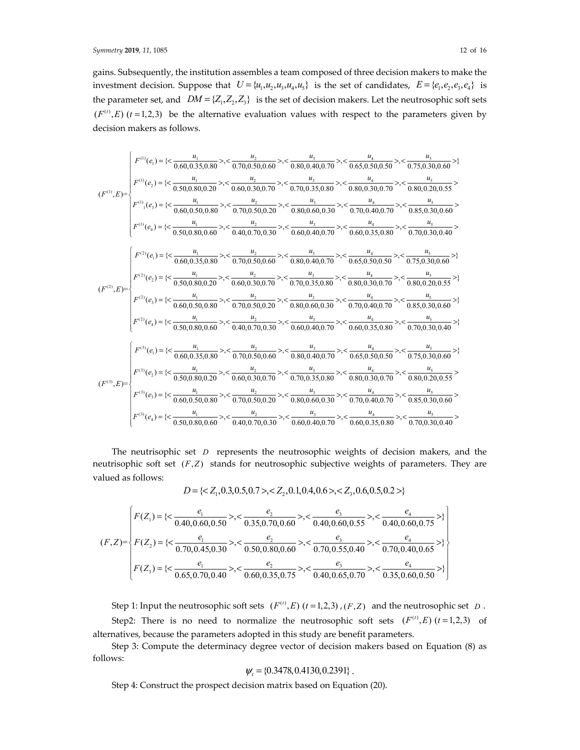gains. Subsequently, the institution assembles a team composed of three decision makers to make the investment decision. Suppose that $U = \{u_1, u_2, u_3, u_4, u_5\}$ is the set of candidates, $E = \{e_1, e_2, e_3, e_4\}$ is the parameter set, and $DM = \{Z_1, Z_2, Z_3\}$ is the set of decision makers. Let the neutrosophic soft sets $(F^{(t)}, E)$ $(t = 1,2,3)$ be the alternative evaluation values with respect to the parameters given by decision makers as follows.

$$(F^{(1)},E)=\begin{cases} F^{(1)}(e_1)=\{<\frac{u_1}{0.60,0.35,0.80}>,<\frac{u_2}{0.70,0.50,0.60}>,<\frac{u_3}{0.80,0.40,0.70}>,<\frac{u_4}{0.65,0.50,0.50}>,<\frac{u_5}{0.75,0.30,0.60}>\} \\ F^{(1)}(e_2)=\{<\frac{u_1}{0.50,0.80,0.20}>,<\frac{u_2}{0.60,0.30,0.70}>,<\frac{u_3}{0.70,0.35,0.80}>,<\frac{u_4}{0.80,0.30,0.70}>,<\frac{u_5}{0.80,0.20,0.55}> \\ F^{(1)}{}_1(e_3)=\{<\frac{u_1}{0.60,0.50,0.80}>,<\frac{u_2}{0.70,0.50,0.20}>,<\frac{u_3}{0.80,0.60,0.30}>,<\frac{u_4}{0.70,0.40,0.70}>,<\frac{u_5}{0.85,0.30,0.60}> \\ F^{(1)}(e_4)=\{<\frac{u_1}{0.50,0.80,0.60}>,<\frac{u_2}{0.40,0.70,0.30}>,<\frac{u_3}{0.60,0.40,0.70}>,<\frac{u_4}{0.60,0.35,0.80}>,<\frac{u_5}{0.70,0.30,0.40}> \end{cases}$$

$$(F^{(2)},E)=\begin{cases} F^{(2)}(e_1)=\{<\frac{u_1}{0.60,0.35,0.80}>,<\frac{u_2}{0.70,0.50,0.60}>,<\frac{u_3}{0.80,0.40,0.70}>,<\frac{u_4}{0.65,0.50,0.50}>,<\frac{u_5}{0.75,0.30,0.60}>\} \\ F^{(2)}(e_2)=\{<\frac{u_1}{0.50,0.80,0.20}>,<\frac{u_2}{0.60,0.30,0.70}>,<\frac{u_3}{0.70,0.35,0.80}>,<\frac{u_4}{0.80,0.30,0.70}>,<\frac{u_5}{0.80,0.20,0.55}>\} \\ F^{(2)}(e_3)=\{<\frac{u_1}{0.60,0.50,0.80}>,<\frac{u_2}{0.70,0.50,0.20}>,<\frac{u_3}{0.80,0.60,0.30}>,<\frac{u_4}{0.70,0.40,0.70}>,<\frac{u_5}{0.85,0.30,0.60}>\} \\ F^{(2)}(e_4)=\{<\frac{u_1}{0.50,0.80,0.60}>,<\frac{u_2}{0.40,0.70,0.30}>,<\frac{u_3}{0.60,0.40,0.70}>,<\frac{u_4}{0.60,0.35,0.80}>,<\frac{u_5}{0.70,0.30,0.40}>\} \end{cases}$$

$$(F^{(3)},E)=\begin{cases} F^{(3)}(e_1)=\{<\frac{u_1}{0.60,0.35,0.80}>,<\frac{u_2}{0.70,0.50,0.60}>,<\frac{u_3}{0.80,0.40,0.70}>,<\frac{u_4}{0.65,0.50,0.50}>,<\frac{u_5}{0.75,0.30,0.60}>\} \\ F^{(3)}(e_2)=\{<\frac{u_1}{0.50,0.80,0.20}>,<\frac{u_2}{0.60,0.30,0.70}>,<\frac{u_3}{0.70,0.35,0.80}>,<\frac{u_4}{0.80,0.30,0.70}>,<\frac{u_5}{0.80,0.20,0.55}> \\ F^{(3)}(e_3)=\{<\frac{u_1}{0.60,0.50,0.80}>,<\frac{u_2}{0.70,0.50,0.20}>,<\frac{u_3}{0.80,0.60,0.30}>,<\frac{u_4}{0.70,0.40,0.70}>,<\frac{u_5}{0.85,0.30,0.60}> \\ F^{(3)}(e_4)=\{<\frac{u_1}{0.50,0.80,0.60}>,<\frac{u_2}{0.40,0.70,0.30}>,<\frac{u_3}{0.60,0.40,0.70}>,<\frac{u_4}{0.60,0.35,0.80}>,<\frac{u_5}{0.70,0.30,0.40}> \end{cases}$$

The neutrisophic set $D$ represents the neutrosophic weights of decision makers, and the neutrisophic soft set $(F, Z)$ stands for neutrosophic subjective weights of parameters. They are valued as follows:

$$D = \{<Z_1, 0.3, 0.5, 0.7>, <Z_2, 0.1, 0.4, 0.6>, <Z_3, 0.6, 0.5, 0.2>\}$$

$$(F,Z)=\begin{Bmatrix} F(Z_1)=\{<\frac{e_1}{0.40,0.60,0.50}>,<\frac{e_2}{0.35,0.70,0.60}>,<\frac{e_3}{0.40,0.60,0.55}>,<\frac{e_4}{0.40,0.60,0.75}>\} \\ F(Z_2)=\{<\frac{e_1}{0.70,0.45,0.30}>,<\frac{e_2}{0.50,0.80,0.60}>,<\frac{e_3}{0.70,0.55,0.40}>,<\frac{e_4}{0.70,0.40,0.65}>\} \\ F(Z_3)=\{<\frac{e_1}{0.65,0.70,0.40}>,<\frac{e_2}{0.60,0.35,0.75}>,<\frac{e_3}{0.40,0.65,0.70}>,<\frac{e_4}{0.35,0.60,0.50}>\} \end{Bmatrix}$$

Step 1: Input the neutrosophic soft sets $(F^{(t)}, E)$ $(t = 1,2,3)$, $(F, Z)$ and the neutrosophic set $D$.

Step2: There is no need to normalize the neutrosophic soft sets $(F^{(t)}, E)$ $(t = 1,2,3)$ of alternatives, because the parameters adopted in this study are benefit parameters.

Step 3: Compute the determinacy degree vector of decision makers based on Equation (8) as follows:

$$\psi_t = \{0.3478, 0.4130, 0.2391\}.$$

Step 4: Construct the prospect decision matrix based on Equation (20).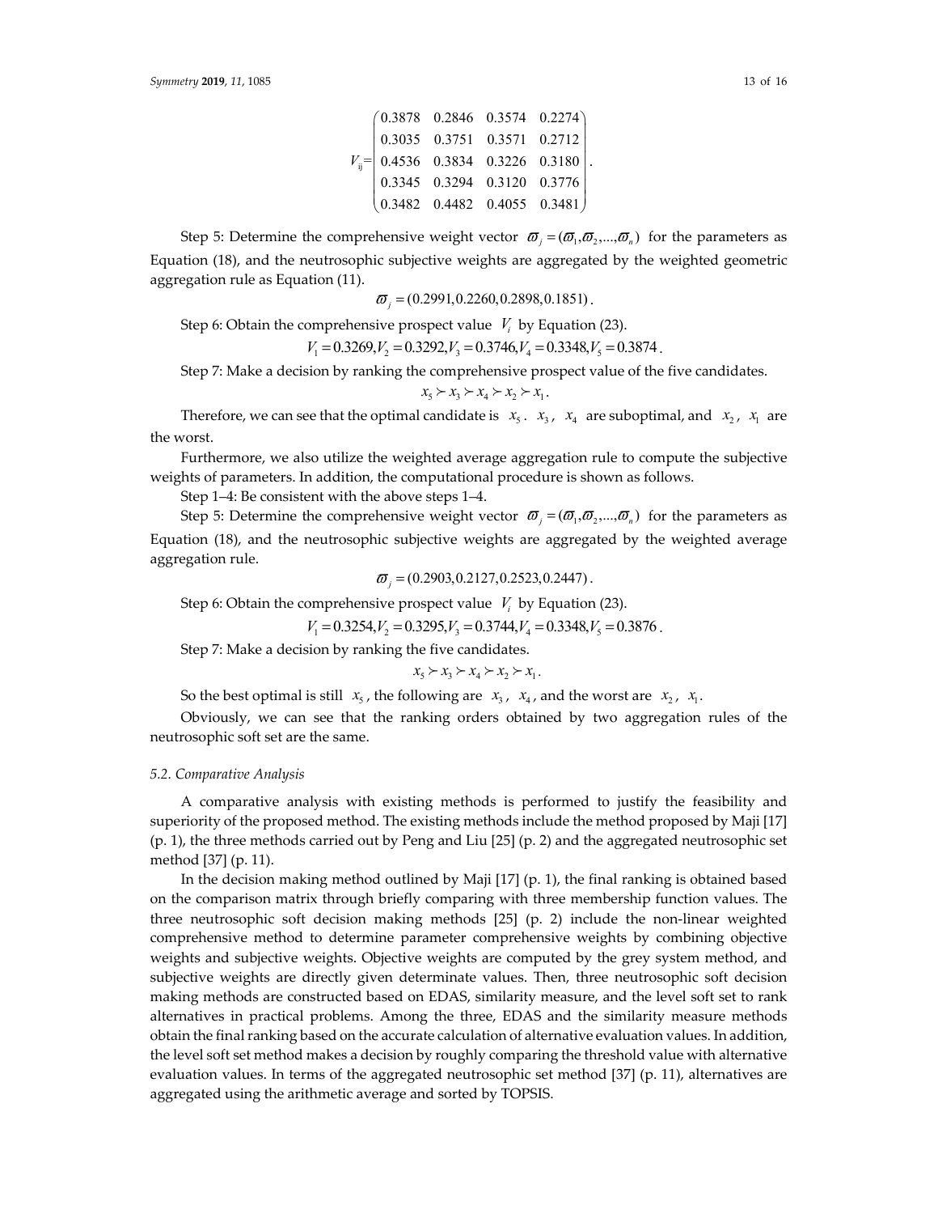$$V_{ij}=\begin{pmatrix} 0.3878 & 0.2846 & 0.3574 & 0.2274 \\ 0.3035 & 0.3751 & 0.3571 & 0.2712 \\ 0.4536 & 0.3834 & 0.3226 & 0.3180 \\ 0.3345 & 0.3294 & 0.3120 & 0.3776 \\ 0.3482 & 0.4482 & 0.4055 & 0.3481 \end{pmatrix}.$$

Step 5: Determine the comprehensive weight vector $\varpi_j = (\varpi_1, \varpi_2, \ldots, \varpi_n)$ for the parameters as Equation (18), and the neutrosophic subjective weights are aggregated by the weighted geometric aggregation rule as Equation (11).

$$\varpi_j = (0.2991, 0.2260, 0.2898, 0.1851).$$

Step 6: Obtain the comprehensive prospect value $V_i$ by Equation (23).

$$V_1 = 0.3269, V_2 = 0.3292, V_3 = 0.3746, V_4 = 0.3348, V_5 = 0.3874.$$

Step 7: Make a decision by ranking the comprehensive prospect value of the five candidates.

$$x_5 \succ x_3 \succ x_4 \succ x_2 \succ x_1.$$

Therefore, we can see that the optimal candidate is $x_5$. $x_3$, $x_4$ are suboptimal, and $x_2$, $x_1$ are the worst.

Furthermore, we also utilize the weighted average aggregation rule to compute the subjective weights of parameters. In addition, the computational procedure is shown as follows.

Step 1–4: Be consistent with the above steps 1–4.

Step 5: Determine the comprehensive weight vector $\varpi_j = (\varpi_1, \varpi_2, \ldots, \varpi_n)$ for the parameters as Equation (18), and the neutrosophic subjective weights are aggregated by the weighted average aggregation rule.

$$\varpi_j = (0.2903, 0.2127, 0.2523, 0.2447).$$

Step 6: Obtain the comprehensive prospect value $V_i$ by Equation (23).

$$V_1 = 0.3254, V_2 = 0.3295, V_3 = 0.3744, V_4 = 0.3348, V_5 = 0.3876.$$

Step 7: Make a decision by ranking the five candidates.

$$x_5 \succ x_3 \succ x_4 \succ x_2 \succ x_1.$$

So the best optimal is still $x_5$, the following are $x_3$, $x_4$, and the worst are $x_2$, $x_1$.

Obviously, we can see that the ranking orders obtained by two aggregation rules of the neutrosophic soft set are the same.

### 5.2. Comparative Analysis

A comparative analysis with existing methods is performed to justify the feasibility and superiority of the proposed method. The existing methods include the method proposed by Maji [17] (p. 1), the three methods carried out by Peng and Liu [25] (p. 2) and the aggregated neutrosophic set method [37] (p. 11).

In the decision making method outlined by Maji [17] (p. 1), the final ranking is obtained based on the comparison matrix through briefly comparing with three membership function values. The three neutrosophic soft decision making methods [25] (p. 2) include the non-linear weighted comprehensive method to determine parameter comprehensive weights by combining objective weights and subjective weights. Objective weights are computed by the grey system method, and subjective weights are directly given determinate values. Then, three neutrosophic soft decision making methods are constructed based on EDAS, similarity measure, and the level soft set to rank alternatives in practical problems. Among the three, EDAS and the similarity measure methods obtain the final ranking based on the accurate calculation of alternative evaluation values. In addition, the level soft set method makes a decision by roughly comparing the threshold value with alternative evaluation values. In terms of the aggregated neutrosophic set method [37] (p. 11), alternatives are aggregated using the arithmetic average and sorted by TOPSIS.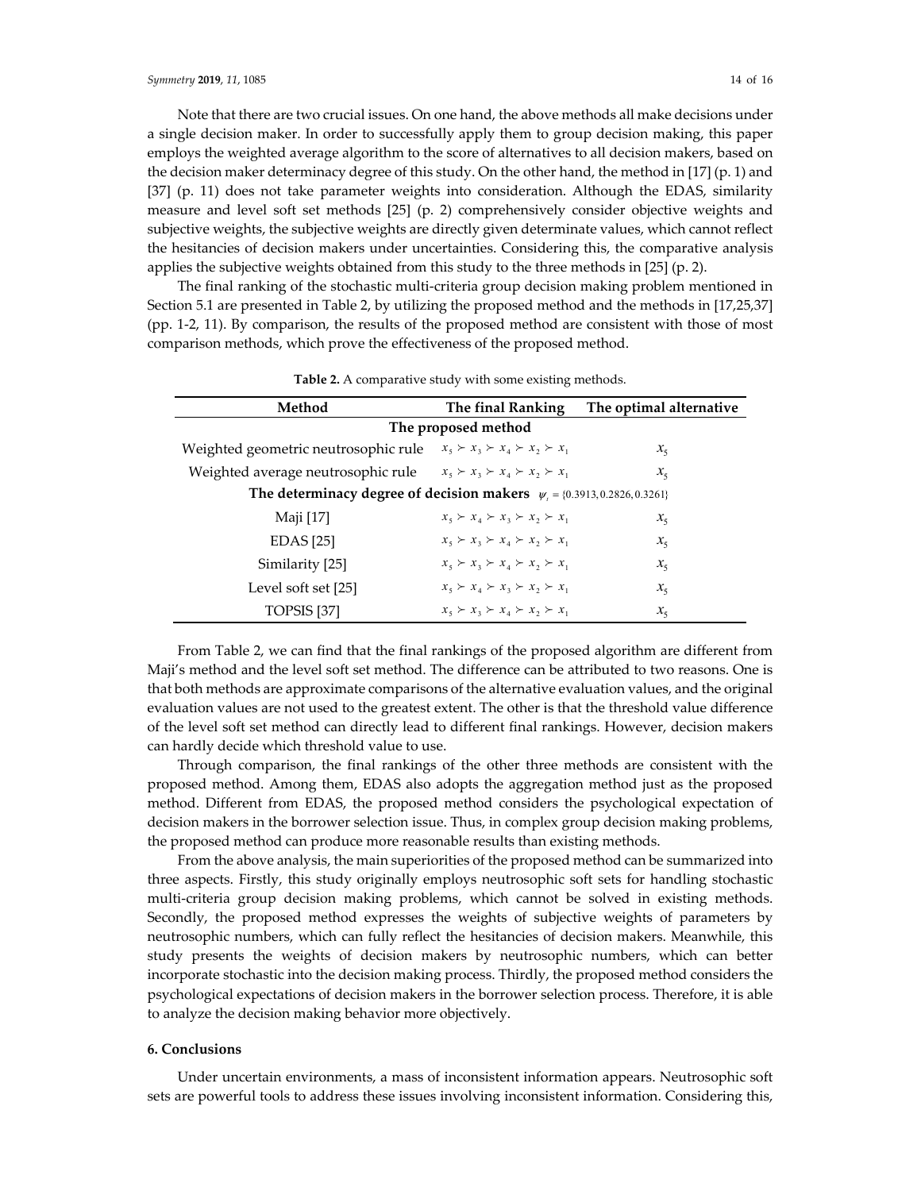Note that there are two crucial issues. On one hand, the above methods all make decisions under a single decision maker. In order to successfully apply them to group decision making, this paper employs the weighted average algorithm to the score of alternatives to all decision makers, based on the decision maker determinacy degree of this study. On the other hand, the method in [17] (p. 1) and [37] (p. 11) does not take parameter weights into consideration. Although the EDAS, similarity measure and level soft set methods [25] (p. 2) comprehensively consider objective weights and subjective weights, the subjective weights are directly given determinate values, which cannot reflect the hesitancies of decision makers under uncertainties. Considering this, the comparative analysis applies the subjective weights obtained from this study to the three methods in [25] (p. 2).

The final ranking of the stochastic multi-criteria group decision making problem mentioned in Section 5.1 are presented in Table 2, by utilizing the proposed method and the methods in [17,25,37] (pp. 1-2, 11). By comparison, the results of the proposed method are consistent with those of most comparison methods, which prove the effectiveness of the proposed method.

**Table 2.** A comparative study with some existing methods.

| Method | The final Ranking | The optimal alternative |
|---|---|---|
| **The proposed method** | | |
| Weighted geometric neutrosophic rule | $x_5 \succ x_3 \succ x_4 \succ x_2 \succ x_1$ | $x_5$ |
| Weighted average neutrosophic rule | $x_5 \succ x_3 \succ x_4 \succ x_2 \succ x_1$ | $x_5$ |
| **The determinacy degree of decision makers** $\psi_i = \{0.3913, 0.2826, 0.3261\}$ | | |
| Maji [17] | $x_5 \succ x_4 \succ x_3 \succ x_2 \succ x_1$ | $x_5$ |
| EDAS [25] | $x_5 \succ x_3 \succ x_4 \succ x_2 \succ x_1$ | $x_5$ |
| Similarity [25] | $x_5 \succ x_3 \succ x_4 \succ x_2 \succ x_1$ | $x_5$ |
| Level soft set [25] | $x_5 \succ x_4 \succ x_3 \succ x_2 \succ x_1$ | $x_5$ |
| TOPSIS [37] | $x_5 \succ x_3 \succ x_4 \succ x_2 \succ x_1$ | $x_5$ |

From Table 2, we can find that the final rankings of the proposed algorithm are different from Maji's method and the level soft set method. The difference can be attributed to two reasons. One is that both methods are approximate comparisons of the alternative evaluation values, and the original evaluation values are not used to the greatest extent. The other is that the threshold value difference of the level soft set method can directly lead to different final rankings. However, decision makers can hardly decide which threshold value to use.

Through comparison, the final rankings of the other three methods are consistent with the proposed method. Among them, EDAS also adopts the aggregation method just as the proposed method. Different from EDAS, the proposed method considers the psychological expectation of decision makers in the borrower selection issue. Thus, in complex group decision making problems, the proposed method can produce more reasonable results than existing methods.

From the above analysis, the main superiorities of the proposed method can be summarized into three aspects. Firstly, this study originally employs neutrosophic soft sets for handling stochastic multi-criteria group decision making problems, which cannot be solved in existing methods. Secondly, the proposed method expresses the weights of subjective weights of parameters by neutrosophic numbers, which can fully reflect the hesitancies of decision makers. Meanwhile, this study presents the weights of decision makers by neutrosophic numbers, which can better incorporate stochastic into the decision making process. Thirdly, the proposed method considers the psychological expectations of decision makers in the borrower selection process. Therefore, it is able to analyze the decision making behavior more objectively.

## 6. Conclusions

Under uncertain environments, a mass of inconsistent information appears. Neutrosophic soft sets are powerful tools to address these issues involving inconsistent information. Considering this,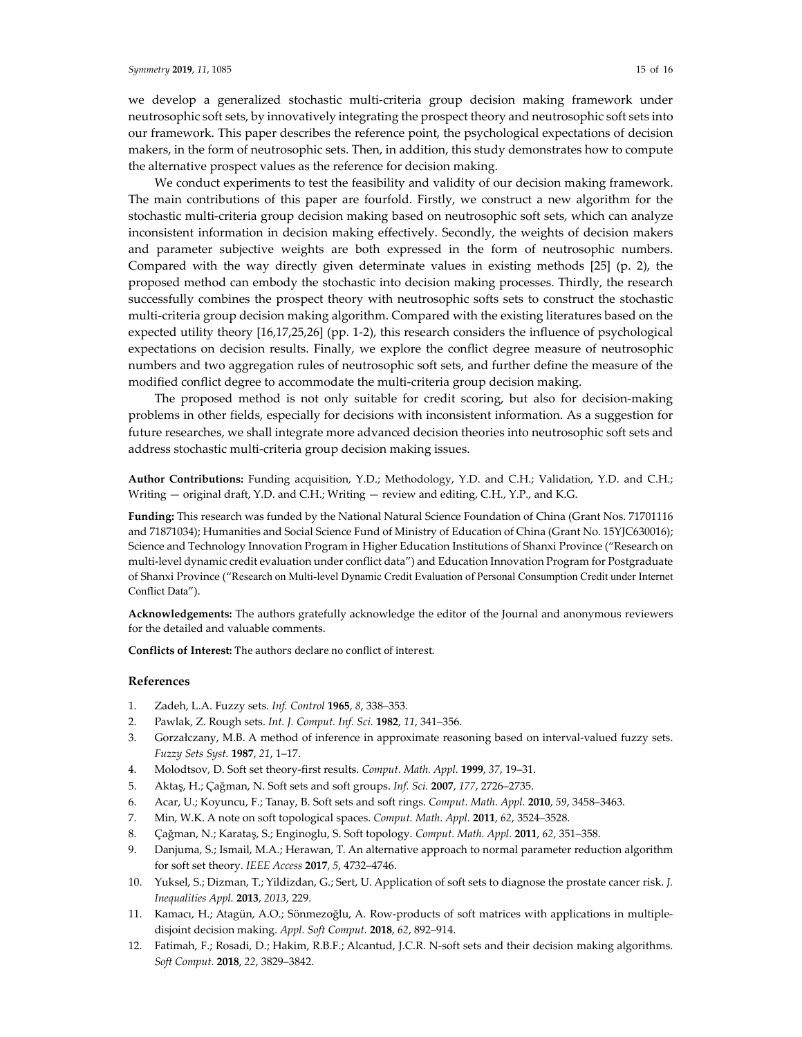we develop a generalized stochastic multi-criteria group decision making framework under neutrosophic soft sets, by innovatively integrating the prospect theory and neutrosophic soft sets into our framework. This paper describes the reference point, the psychological expectations of decision makers, in the form of neutrosophic sets. Then, in addition, this study demonstrates how to compute the alternative prospect values as the reference for decision making.

We conduct experiments to test the feasibility and validity of our decision making framework. The main contributions of this paper are fourfold. Firstly, we construct a new algorithm for the stochastic multi-criteria group decision making based on neutrosophic soft sets, which can analyze inconsistent information in decision making effectively. Secondly, the weights of decision makers and parameter subjective weights are both expressed in the form of neutrosophic numbers. Compared with the way directly given determinate values in existing methods [25] (p. 2), the proposed method can embody the stochastic into decision making processes. Thirdly, the research successfully combines the prospect theory with neutrosophic softs sets to construct the stochastic multi-criteria group decision making algorithm. Compared with the existing literatures based on the expected utility theory [16,17,25,26] (pp. 1-2), this research considers the influence of psychological expectations on decision results. Finally, we explore the conflict degree measure of neutrosophic numbers and two aggregation rules of neutrosophic soft sets, and further define the measure of the modified conflict degree to accommodate the multi-criteria group decision making.

The proposed method is not only suitable for credit scoring, but also for decision-making problems in other fields, especially for decisions with inconsistent information. As a suggestion for future researches, we shall integrate more advanced decision theories into neutrosophic soft sets and address stochastic multi-criteria group decision making issues.

**Author Contributions:** Funding acquisition, Y.D.; Methodology, Y.D. and C.H.; Validation, Y.D. and C.H.; Writing — original draft, Y.D. and C.H.; Writing — review and editing, C.H., Y.P., and K.G.

**Funding:** This research was funded by the National Natural Science Foundation of China (Grant Nos. 71701116 and 71871034); Humanities and Social Science Fund of Ministry of Education of China (Grant No. 15YJC630016); Science and Technology Innovation Program in Higher Education Institutions of Shanxi Province ("Research on multi-level dynamic credit evaluation under conflict data") and Education Innovation Program for Postgraduate of Shanxi Province ("Research on Multi-level Dynamic Credit Evaluation of Personal Consumption Credit under Internet Conflict Data").

**Acknowledgements:** The authors gratefully acknowledge the editor of the Journal and anonymous reviewers for the detailed and valuable comments.

**Conflicts of Interest:** The authors declare no conflict of interest.

## References

1. Zadeh, L.A. Fuzzy sets. *Inf. Control* **1965**, *8*, 338–353.
2. Pawlak, Z. Rough sets. *Int. J. Comput. Inf. Sci.* **1982**, *11*, 341–356.
3. Gorzałczany, M.B. A method of inference in approximate reasoning based on interval-valued fuzzy sets. *Fuzzy Sets Syst.* **1987**, *21*, 1–17.
4. Molodtsov, D. Soft set theory-first results. *Comput. Math. Appl.* **1999**, *37*, 19–31.
5. Aktaş, H.; Çağman, N. Soft sets and soft groups. *Inf. Sci.* **2007**, *177*, 2726–2735.
6. Acar, U.; Koyuncu, F.; Tanay, B. Soft sets and soft rings. *Comput. Math. Appl.* **2010**, *59*, 3458–3463.
7. Min, W.K. A note on soft topological spaces. *Comput. Math. Appl.* **2011**, *62*, 3524–3528.
8. Çağman, N.; Karataş, S.; Enginoglu, S. Soft topology. *Comput. Math. Appl.* **2011**, *62*, 351–358.
9. Danjuma, S.; Ismail, M.A.; Herawan, T. An alternative approach to normal parameter reduction algorithm for soft set theory. *IEEE Access* **2017**, *5*, 4732–4746.
10. Yuksel, S.; Dizman, T.; Yildizdan, G.; Sert, U. Application of soft sets to diagnose the prostate cancer risk. *J. Inequalities Appl.* **2013**, *2013*, 229.
11. Kamacı, H.; Atagün, A.O.; Sönmezoğlu, A. Row-products of soft matrices with applications in multiple-disjoint decision making. *Appl. Soft Comput.* **2018**, *62*, 892–914.
12. Fatimah, F.; Rosadi, D.; Hakim, R.B.F.; Alcantud, J.C.R. N-soft sets and their decision making algorithms. *Soft Comput.* **2018**, *22*, 3829–3842.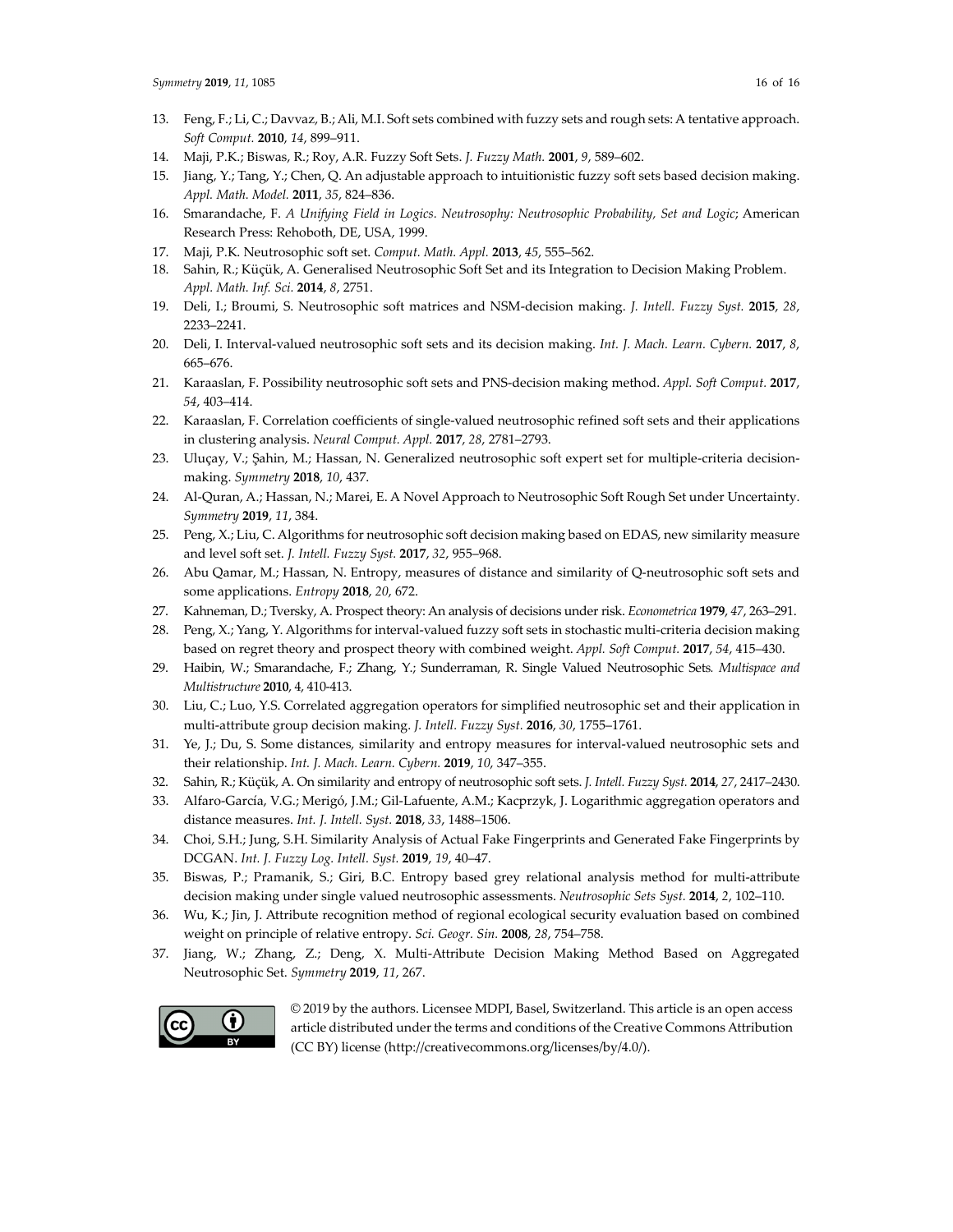13. Feng, F.; Li, C.; Davvaz, B.; Ali, M.I. Soft sets combined with fuzzy sets and rough sets: A tentative approach. *Soft Comput.* **2010**, *14*, 899–911.
14. Maji, P.K.; Biswas, R.; Roy, A.R. Fuzzy Soft Sets. *J. Fuzzy Math.* **2001**, *9*, 589–602.
15. Jiang, Y.; Tang, Y.; Chen, Q. An adjustable approach to intuitionistic fuzzy soft sets based decision making. *Appl. Math. Model.* **2011**, *35*, 824–836.
16. Smarandache, F. *A Unifying Field in Logics. Neutrosophy: Neutrosophic Probability, Set and Logic*; American Research Press: Rehoboth, DE, USA, 1999.
17. Maji, P.K. Neutrosophic soft set. *Comput. Math. Appl.* **2013**, *45*, 555–562.
18. Sahin, R.; Küçük, A. Generalised Neutrosophic Soft Set and its Integration to Decision Making Problem. *Appl. Math. Inf. Sci.* **2014**, *8*, 2751.
19. Deli, I.; Broumi, S. Neutrosophic soft matrices and NSM-decision making. *J. Intell. Fuzzy Syst.* **2015**, *28*, 2233–2241.
20. Deli, I. Interval-valued neutrosophic soft sets and its decision making. *Int. J. Mach. Learn. Cybern.* **2017**, *8*, 665–676.
21. Karaaslan, F. Possibility neutrosophic soft sets and PNS-decision making method. *Appl. Soft Comput.* **2017**, *54*, 403–414.
22. Karaaslan, F. Correlation coefficients of single-valued neutrosophic refined soft sets and their applications in clustering analysis. *Neural Comput. Appl.* **2017**, *28*, 2781–2793.
23. Uluçay, V.; Şahin, M.; Hassan, N. Generalized neutrosophic soft expert set for multiple-criteria decision-making. *Symmetry* **2018**, *10*, 437.
24. Al-Quran, A.; Hassan, N.; Marei, E. A Novel Approach to Neutrosophic Soft Rough Set under Uncertainty. *Symmetry* **2019**, *11*, 384.
25. Peng, X.; Liu, C. Algorithms for neutrosophic soft decision making based on EDAS, new similarity measure and level soft set. *J. Intell. Fuzzy Syst.* **2017**, *32*, 955–968.
26. Abu Qamar, M.; Hassan, N. Entropy, measures of distance and similarity of Q-neutrosophic soft sets and some applications. *Entropy* **2018**, *20*, 672.
27. Kahneman, D.; Tversky, A. Prospect theory: An analysis of decisions under risk. *Econometrica* **1979**, *47*, 263–291.
28. Peng, X.; Yang, Y. Algorithms for interval-valued fuzzy soft sets in stochastic multi-criteria decision making based on regret theory and prospect theory with combined weight. *Appl. Soft Comput.* **2017**, *54*, 415–430.
29. Haibin, W.; Smarandache, F.; Zhang, Y.; Sunderraman, R. Single Valued Neutrosophic Sets. *Multispace and Multistructure* **2010**, 4, 410-413.
30. Liu, C.; Luo, Y.S. Correlated aggregation operators for simplified neutrosophic set and their application in multi-attribute group decision making. *J. Intell. Fuzzy Syst.* **2016**, *30*, 1755–1761.
31. Ye, J.; Du, S. Some distances, similarity and entropy measures for interval-valued neutrosophic sets and their relationship. *Int. J. Mach. Learn. Cybern.* **2019**, *10*, 347–355.
32. Sahin, R.; Küçük, A. On similarity and entropy of neutrosophic soft sets. *J. Intell. Fuzzy Syst.* **2014**, *27*, 2417–2430.
33. Alfaro-García, V.G.; Merigó, J.M.; Gil-Lafuente, A.M.; Kacprzyk, J. Logarithmic aggregation operators and distance measures. *Int. J. Intell. Syst.* **2018**, *33*, 1488–1506.
34. Choi, S.H.; Jung, S.H. Similarity Analysis of Actual Fake Fingerprints and Generated Fake Fingerprints by DCGAN. *Int. J. Fuzzy Log. Intell. Syst.* **2019**, *19*, 40–47.
35. Biswas, P.; Pramanik, S.; Giri, B.C. Entropy based grey relational analysis method for multi-attribute decision making under single valued neutrosophic assessments. *Neutrosophic Sets Syst.* **2014**, *2*, 102–110.
36. Wu, K.; Jin, J. Attribute recognition method of regional ecological security evaluation based on combined weight on principle of relative entropy. *Sci. Geogr. Sin.* **2008**, *28*, 754–758.
37. Jiang, W.; Zhang, Z.; Deng, X. Multi-Attribute Decision Making Method Based on Aggregated Neutrosophic Set. *Symmetry* **2019**, *11*, 267.

© 2019 by the authors. Licensee MDPI, Basel, Switzerland. This article is an open access article distributed under the terms and conditions of the Creative Commons Attribution (CC BY) license (http://creativecommons.org/licenses/by/4.0/).